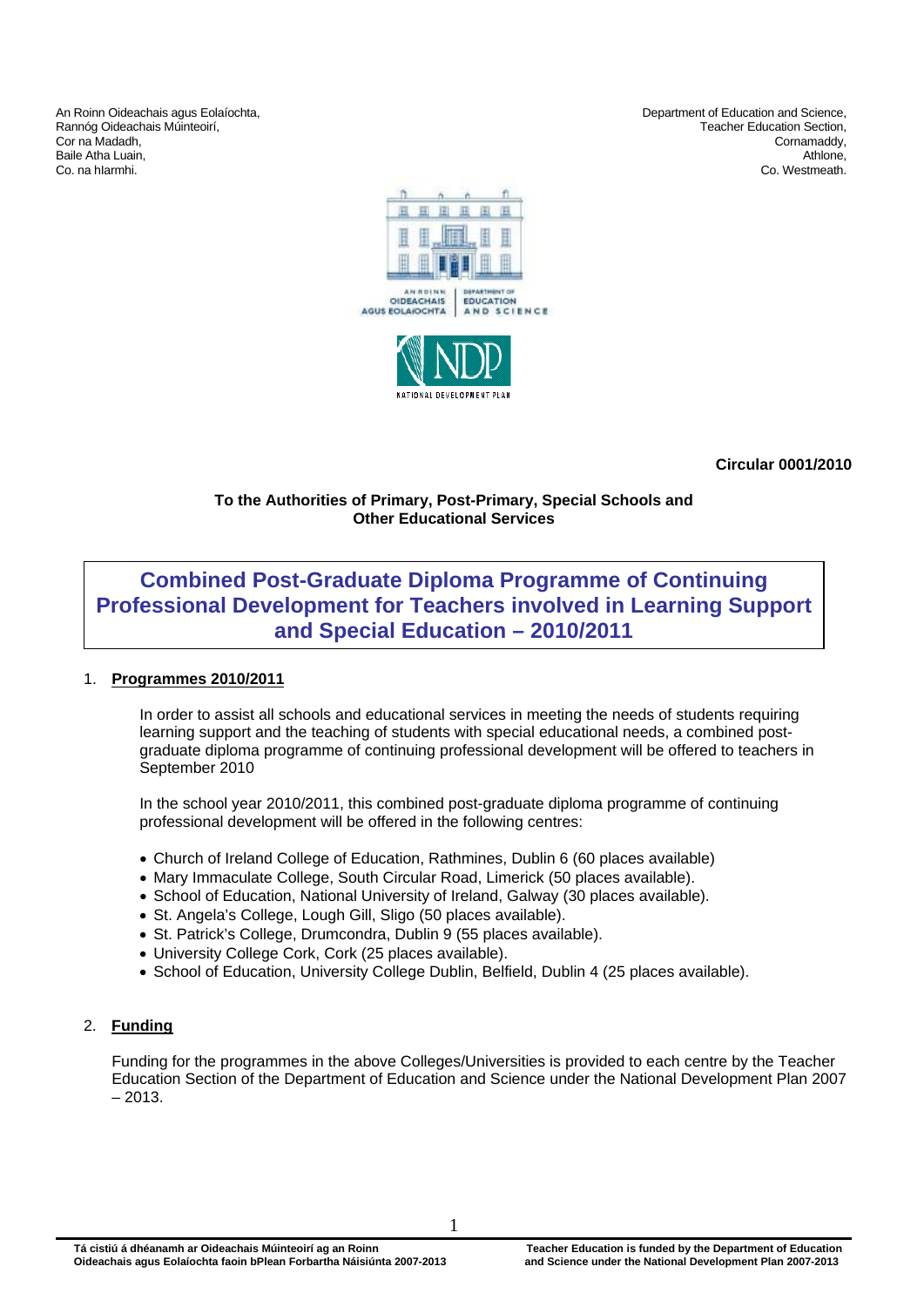An Roinn Oideachais agus Eolaíochta,
Rannóg Oideachais Múinteoirí,
Cor na Madadh,
Baile Atha Luain,
Co. na hIarmhi.

Department of Education and Science,
Teacher Education Section,
Cornamaddy,
Athlone,
Co. Westmeath.

**Circular 0001/2010**

**To the Authorities of Primary, Post-Primary, Special Schools and Other Educational Services**

# Combined Post-Graduate Diploma Programme of Continuing Professional Development for Teachers involved in Learning Support and Special Education – 2010/2011

## 1. Programmes 2010/2011

In order to assist all schools and educational services in meeting the needs of students requiring learning support and the teaching of students with special educational needs, a combined post-graduate diploma programme of continuing professional development will be offered to teachers in September 2010

In the school year 2010/2011, this combined post-graduate diploma programme of continuing professional development will be offered in the following centres:

- Church of Ireland College of Education, Rathmines, Dublin 6 (60 places available)
- Mary Immaculate College, South Circular Road, Limerick (50 places available).
- School of Education, National University of Ireland, Galway (30 places available).
- St. Angela's College, Lough Gill, Sligo (50 places available).
- St. Patrick's College, Drumcondra, Dublin 9 (55 places available).
- University College Cork, Cork (25 places available).
- School of Education, University College Dublin, Belfield, Dublin 4 (25 places available).

## 2. Funding

Funding for the programmes in the above Colleges/Universities is provided to each centre by the Teacher Education Section of the Department of Education and Science under the National Development Plan 2007 – 2013.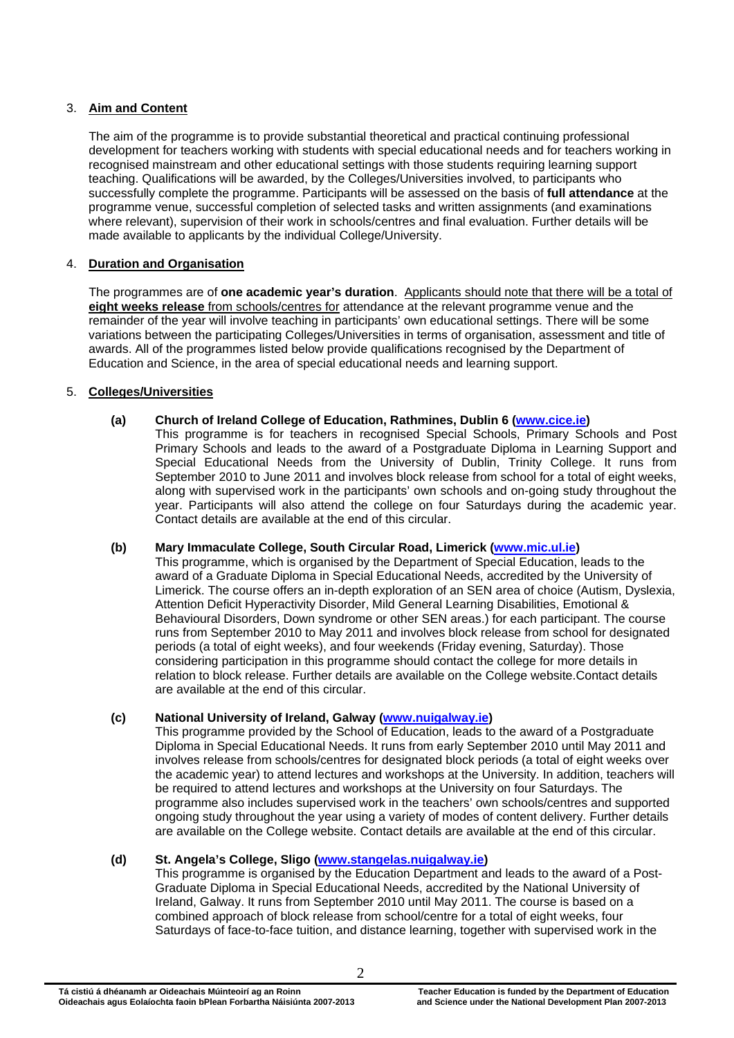3. **Aim and Content**

The aim of the programme is to provide substantial theoretical and practical continuing professional development for teachers working with students with special educational needs and for teachers working in recognised mainstream and other educational settings with those students requiring learning support teaching. Qualifications will be awarded, by the Colleges/Universities involved, to participants who successfully complete the programme. Participants will be assessed on the basis of **full attendance** at the programme venue, successful completion of selected tasks and written assignments (and examinations where relevant), supervision of their work in schools/centres and final evaluation. Further details will be made available to applicants by the individual College/University.

4. **Duration and Organisation**

The programmes are of **one academic year's duration**. Applicants should note that there will be a total of **eight weeks release** from schools/centres for attendance at the relevant programme venue and the remainder of the year will involve teaching in participants' own educational settings. There will be some variations between the participating Colleges/Universities in terms of organisation, assessment and title of awards. All of the programmes listed below provide qualifications recognised by the Department of Education and Science, in the area of special educational needs and learning support.

5. **Colleges/Universities**

**(a) Church of Ireland College of Education, Rathmines, Dublin 6 (www.cice.ie)**

This programme is for teachers in recognised Special Schools, Primary Schools and Post Primary Schools and leads to the award of a Postgraduate Diploma in Learning Support and Special Educational Needs from the University of Dublin, Trinity College. It runs from September 2010 to June 2011 and involves block release from school for a total of eight weeks, along with supervised work in the participants' own schools and on-going study throughout the year. Participants will also attend the college on four Saturdays during the academic year. Contact details are available at the end of this circular.

**(b) Mary Immaculate College, South Circular Road, Limerick (www.mic.ul.ie)**

This programme, which is organised by the Department of Special Education, leads to the award of a Graduate Diploma in Special Educational Needs, accredited by the University of Limerick. The course offers an in-depth exploration of an SEN area of choice (Autism, Dyslexia, Attention Deficit Hyperactivity Disorder, Mild General Learning Disabilities, Emotional & Behavioural Disorders, Down syndrome or other SEN areas.) for each participant. The course runs from September 2010 to May 2011 and involves block release from school for designated periods (a total of eight weeks), and four weekends (Friday evening, Saturday). Those considering participation in this programme should contact the college for more details in relation to block release. Further details are available on the College website.Contact details are available at the end of this circular.

**(c) National University of Ireland, Galway (www.nuigalway.ie)**

This programme provided by the School of Education, leads to the award of a Postgraduate Diploma in Special Educational Needs. It runs from early September 2010 until May 2011 and involves release from schools/centres for designated block periods (a total of eight weeks over the academic year) to attend lectures and workshops at the University. In addition, teachers will be required to attend lectures and workshops at the University on four Saturdays. The programme also includes supervised work in the teachers' own schools/centres and supported ongoing study throughout the year using a variety of modes of content delivery. Further details are available on the College website. Contact details are available at the end of this circular.

**(d) St. Angela's College, Sligo (www.stangelas.nuigalway.ie)**

This programme is organised by the Education Department and leads to the award of a Post-Graduate Diploma in Special Educational Needs, accredited by the National University of Ireland, Galway. It runs from September 2010 until May 2011. The course is based on a combined approach of block release from school/centre for a total of eight weeks, four Saturdays of face-to-face tuition, and distance learning, together with supervised work in the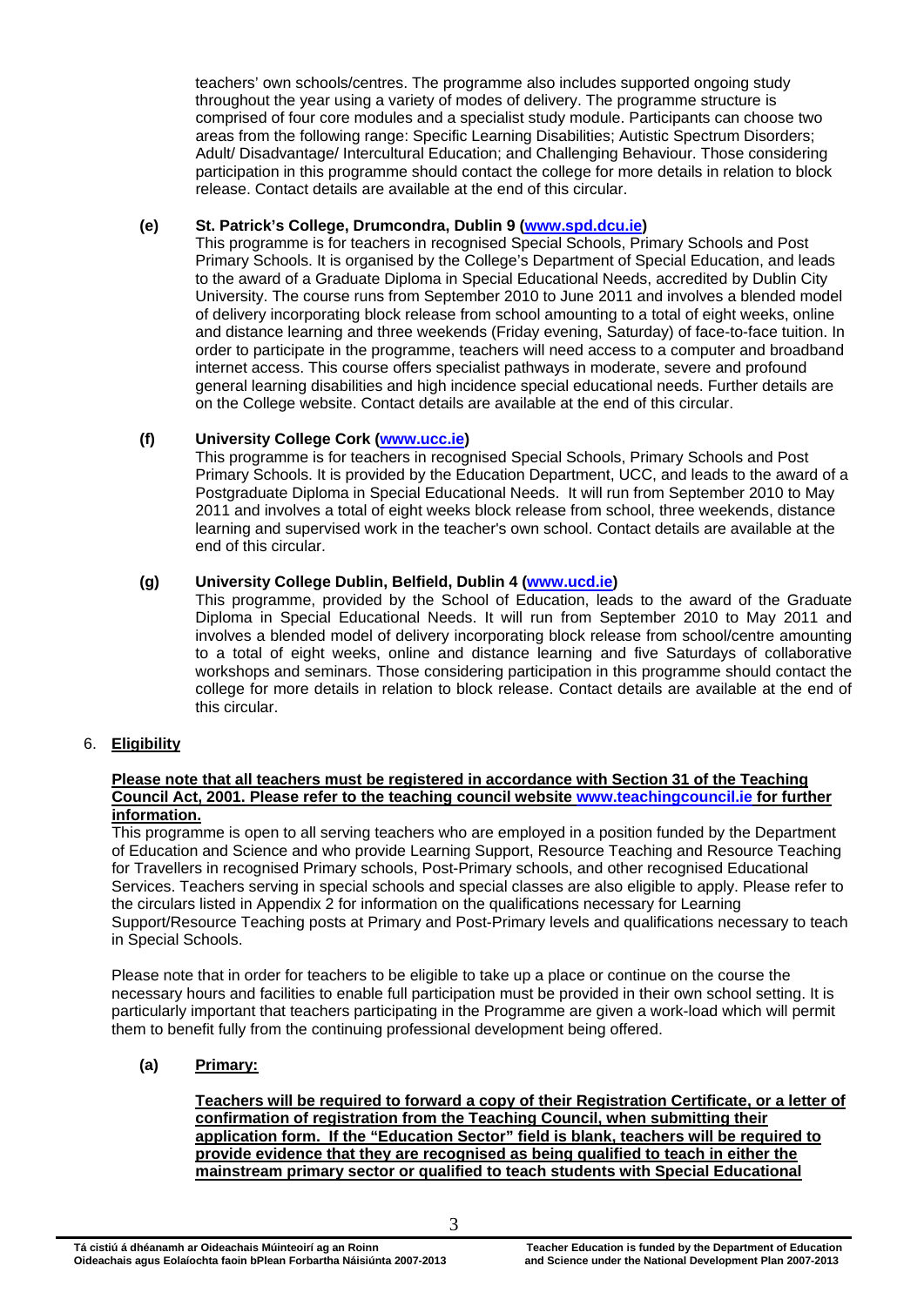teachers' own schools/centres. The programme also includes supported ongoing study throughout the year using a variety of modes of delivery. The programme structure is comprised of four core modules and a specialist study module. Participants can choose two areas from the following range: Specific Learning Disabilities; Autistic Spectrum Disorders; Adult/ Disadvantage/ Intercultural Education; and Challenging Behaviour. Those considering participation in this programme should contact the college for more details in relation to block release. Contact details are available at the end of this circular.

**(e) St. Patrick's College, Drumcondra, Dublin 9 (www.spd.dcu.ie)**

This programme is for teachers in recognised Special Schools, Primary Schools and Post Primary Schools. It is organised by the College's Department of Special Education, and leads to the award of a Graduate Diploma in Special Educational Needs, accredited by Dublin City University. The course runs from September 2010 to June 2011 and involves a blended model of delivery incorporating block release from school amounting to a total of eight weeks, online and distance learning and three weekends (Friday evening, Saturday) of face-to-face tuition. In order to participate in the programme, teachers will need access to a computer and broadband internet access. This course offers specialist pathways in moderate, severe and profound general learning disabilities and high incidence special educational needs. Further details are on the College website. Contact details are available at the end of this circular.

**(f) University College Cork (www.ucc.ie)**

This programme is for teachers in recognised Special Schools, Primary Schools and Post Primary Schools. It is provided by the Education Department, UCC, and leads to the award of a Postgraduate Diploma in Special Educational Needs. It will run from September 2010 to May 2011 and involves a total of eight weeks block release from school, three weekends, distance learning and supervised work in the teacher's own school. Contact details are available at the end of this circular.

**(g) University College Dublin, Belfield, Dublin 4 (www.ucd.ie)**

This programme, provided by the School of Education, leads to the award of the Graduate Diploma in Special Educational Needs. It will run from September 2010 to May 2011 and involves a blended model of delivery incorporating block release from school/centre amounting to a total of eight weeks, online and distance learning and five Saturdays of collaborative workshops and seminars. Those considering participation in this programme should contact the college for more details in relation to block release. Contact details are available at the end of this circular.

## 6. Eligibility

**Please note that all teachers must be registered in accordance with Section 31 of the Teaching Council Act, 2001. Please refer to the teaching council website www.teachingcouncil.ie for further information.**

This programme is open to all serving teachers who are employed in a position funded by the Department of Education and Science and who provide Learning Support, Resource Teaching and Resource Teaching for Travellers in recognised Primary schools, Post-Primary schools, and other recognised Educational Services. Teachers serving in special schools and special classes are also eligible to apply. Please refer to the circulars listed in Appendix 2 for information on the qualifications necessary for Learning Support/Resource Teaching posts at Primary and Post-Primary levels and qualifications necessary to teach in Special Schools.

Please note that in order for teachers to be eligible to take up a place or continue on the course the necessary hours and facilities to enable full participation must be provided in their own school setting. It is particularly important that teachers participating in the Programme are given a work-load which will permit them to benefit fully from the continuing professional development being offered.

**(a) Primary:**

**Teachers will be required to forward a copy of their Registration Certificate, or a letter of confirmation of registration from the Teaching Council, when submitting their application form. If the "Education Sector" field is blank, teachers will be required to provide evidence that they are recognised as being qualified to teach in either the mainstream primary sector or qualified to teach students with Special Educational**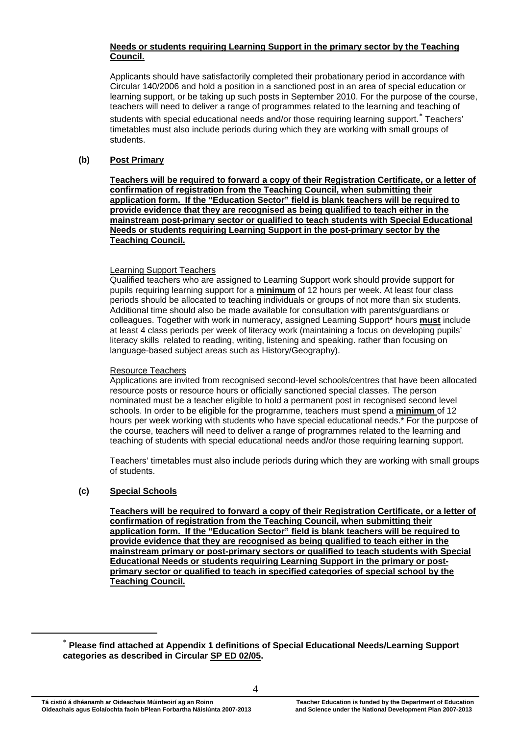**Needs or students requiring Learning Support in the primary sector by the Teaching Council.**

Applicants should have satisfactorily completed their probationary period in accordance with Circular 140/2006 and hold a position in a sanctioned post in an area of special education or learning support, or be taking up such posts in September 2010. For the purpose of the course, teachers will need to deliver a range of programmes related to the learning and teaching of students with special educational needs and/or those requiring learning support.* Teachers' timetables must also include periods during which they are working with small groups of students.

**(b) Post Primary**

**Teachers will be required to forward a copy of their Registration Certificate, or a letter of confirmation of registration from the Teaching Council, when submitting their application form. If the "Education Sector" field is blank teachers will be required to provide evidence that they are recognised as being qualified to teach either in the mainstream post-primary sector or qualified to teach students with Special Educational Needs or students requiring Learning Support in the post-primary sector by the Teaching Council.**

Learning Support Teachers

Qualified teachers who are assigned to Learning Support work should provide support for pupils requiring learning support for a **minimum** of 12 hours per week. At least four class periods should be allocated to teaching individuals or groups of not more than six students. Additional time should also be made available for consultation with parents/guardians or colleagues. Together with work in numeracy, assigned Learning Support* hours **must** include at least 4 class periods per week of literacy work (maintaining a focus on developing pupils' literacy skills related to reading, writing, listening and speaking. rather than focusing on language-based subject areas such as History/Geography).

Resource Teachers

Applications are invited from recognised second-level schools/centres that have been allocated resource posts or resource hours or officially sanctioned special classes. The person nominated must be a teacher eligible to hold a permanent post in recognised second level schools. In order to be eligible for the programme, teachers must spend a **minimum** of 12 hours per week working with students who have special educational needs.* For the purpose of the course, teachers will need to deliver a range of programmes related to the learning and teaching of students with special educational needs and/or those requiring learning support.

Teachers' timetables must also include periods during which they are working with small groups of students.

**(c) Special Schools**

**Teachers will be required to forward a copy of their Registration Certificate, or a letter of confirmation of registration from the Teaching Council, when submitting their application form. If the "Education Sector" field is blank teachers will be required to provide evidence that they are recognised as being qualified to teach either in the mainstream primary or post-primary sectors or qualified to teach students with Special Educational Needs or students requiring Learning Support in the primary or post-primary sector or qualified to teach in specified categories of special school by the Teaching Council.**

---

* **Please find attached at Appendix 1 definitions of Special Educational Needs/Learning Support categories as described in Circular SP ED 02/05.**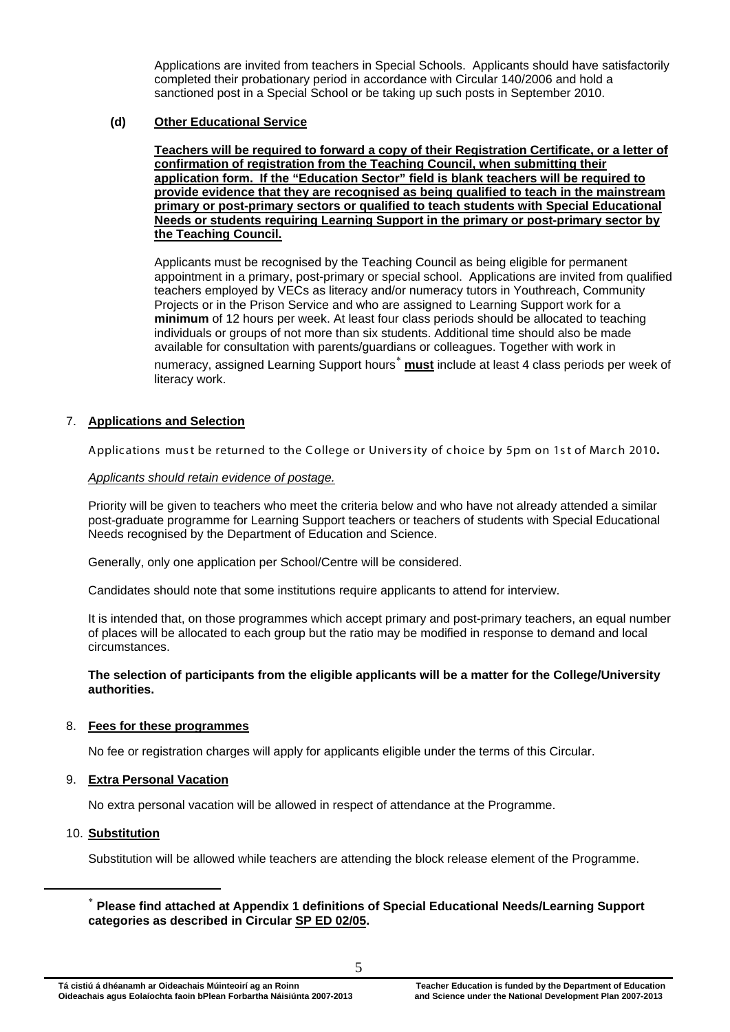Applications are invited from teachers in Special Schools. Applicants should have satisfactorily completed their probationary period in accordance with Circular 140/2006 and hold a sanctioned post in a Special School or be taking up such posts in September 2010.

**(d) Other Educational Service**

**Teachers will be required to forward a copy of their Registration Certificate, or a letter of confirmation of registration from the Teaching Council, when submitting their application form. If the "Education Sector" field is blank teachers will be required to provide evidence that they are recognised as being qualified to teach in the mainstream primary or post-primary sectors or qualified to teach students with Special Educational Needs or students requiring Learning Support in the primary or post-primary sector by the Teaching Council.**

Applicants must be recognised by the Teaching Council as being eligible for permanent appointment in a primary, post-primary or special school. Applications are invited from qualified teachers employed by VECs as literacy and/or numeracy tutors in Youthreach, Community Projects or in the Prison Service and who are assigned to Learning Support work for a **minimum** of 12 hours per week. At least four class periods should be allocated to teaching individuals or groups of not more than six students. Additional time should also be made available for consultation with parents/guardians or colleagues. Together with work in numeracy, assigned Learning Support hours* **must** include at least 4 class periods per week of literacy work.

## 7. Applications and Selection

Applications must be returned to the College or University of choice by 5pm on 1st of March 2010**.**

*Applicants should retain evidence of postage.*

Priority will be given to teachers who meet the criteria below and who have not already attended a similar post-graduate programme for Learning Support teachers or teachers of students with Special Educational Needs recognised by the Department of Education and Science.

Generally, only one application per School/Centre will be considered.

Candidates should note that some institutions require applicants to attend for interview.

It is intended that, on those programmes which accept primary and post-primary teachers, an equal number of places will be allocated to each group but the ratio may be modified in response to demand and local circumstances.

**The selection of participants from the eligible applicants will be a matter for the College/University authorities.**

## 8. Fees for these programmes

No fee or registration charges will apply for applicants eligible under the terms of this Circular.

## 9. Extra Personal Vacation

No extra personal vacation will be allowed in respect of attendance at the Programme.

## 10. Substitution

Substitution will be allowed while teachers are attending the block release element of the Programme.

---

* **Please find attached at Appendix 1 definitions of Special Educational Needs/Learning Support categories as described in Circular SP ED 02/05.**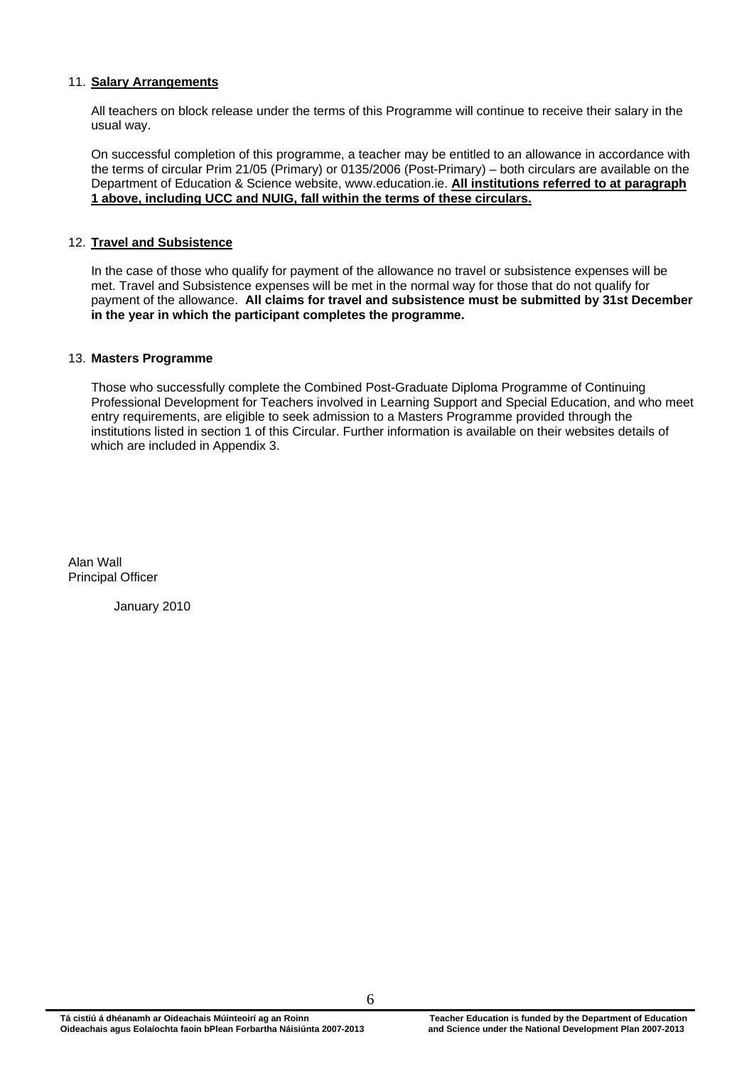## 11. Salary Arrangements

All teachers on block release under the terms of this Programme will continue to receive their salary in the usual way.

On successful completion of this programme, a teacher may be entitled to an allowance in accordance with the terms of circular Prim 21/05 (Primary) or 0135/2006 (Post-Primary) – both circulars are available on the Department of Education & Science website, www.education.ie. **All institutions referred to at paragraph 1 above, including UCC and NUIG, fall within the terms of these circulars.**

## 12. Travel and Subsistence

In the case of those who qualify for payment of the allowance no travel or subsistence expenses will be met. Travel and Subsistence expenses will be met in the normal way for those that do not qualify for payment of the allowance. **All claims for travel and subsistence must be submitted by 31st December in the year in which the participant completes the programme.**

## 13. Masters Programme

Those who successfully complete the Combined Post-Graduate Diploma Programme of Continuing Professional Development for Teachers involved in Learning Support and Special Education, and who meet entry requirements, are eligible to seek admission to a Masters Programme provided through the institutions listed in section 1 of this Circular. Further information is available on their websites details of which are included in Appendix 3.

Alan Wall
Principal Officer

January 2010

Tá cistiú á dhéanamh ar Oideachais Múinteoirí ag an Roinn Oideachais agus Eolaíochta faoin bPlean Forbartha Náisiúnta 2007-2013

Teacher Education is funded by the Department of Education and Science under the National Development Plan 2007-2013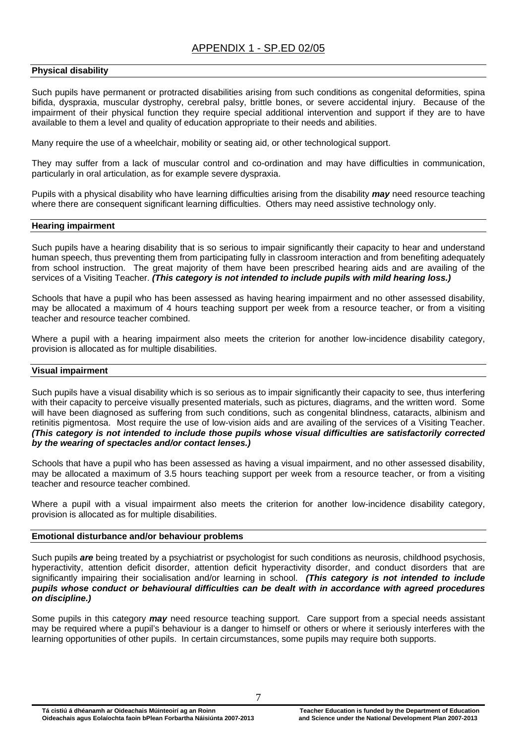## APPENDIX 1 - SP.ED 02/05

### Physical disability

Such pupils have permanent or protracted disabilities arising from such conditions as congenital deformities, spina bifida, dyspraxia, muscular dystrophy, cerebral palsy, brittle bones, or severe accidental injury. Because of the impairment of their physical function they require special additional intervention and support if they are to have available to them a level and quality of education appropriate to their needs and abilities.

Many require the use of a wheelchair, mobility or seating aid, or other technological support.

They may suffer from a lack of muscular control and co-ordination and may have difficulties in communication, particularly in oral articulation, as for example severe dyspraxia.

Pupils with a physical disability who have learning difficulties arising from the disability ***may*** need resource teaching where there are consequent significant learning difficulties. Others may need assistive technology only.

### Hearing impairment

Such pupils have a hearing disability that is so serious to impair significantly their capacity to hear and understand human speech, thus preventing them from participating fully in classroom interaction and from benefiting adequately from school instruction. The great majority of them have been prescribed hearing aids and are availing of the services of a Visiting Teacher. ***(This category is not intended to include pupils with mild hearing loss.)***

Schools that have a pupil who has been assessed as having hearing impairment and no other assessed disability, may be allocated a maximum of 4 hours teaching support per week from a resource teacher, or from a visiting teacher and resource teacher combined.

Where a pupil with a hearing impairment also meets the criterion for another low-incidence disability category, provision is allocated as for multiple disabilities.

### Visual impairment

Such pupils have a visual disability which is so serious as to impair significantly their capacity to see, thus interfering with their capacity to perceive visually presented materials, such as pictures, diagrams, and the written word. Some will have been diagnosed as suffering from such conditions, such as congenital blindness, cataracts, albinism and retinitis pigmentosa. Most require the use of low-vision aids and are availing of the services of a Visiting Teacher. ***(This category is not intended to include those pupils whose visual difficulties are satisfactorily corrected by the wearing of spectacles and/or contact lenses.)***

Schools that have a pupil who has been assessed as having a visual impairment, and no other assessed disability, may be allocated a maximum of 3.5 hours teaching support per week from a resource teacher, or from a visiting teacher and resource teacher combined.

Where a pupil with a visual impairment also meets the criterion for another low-incidence disability category, provision is allocated as for multiple disabilities.

### Emotional disturbance and/or behaviour problems

Such pupils ***are*** being treated by a psychiatrist or psychologist for such conditions as neurosis, childhood psychosis, hyperactivity, attention deficit disorder, attention deficit hyperactivity disorder, and conduct disorders that are significantly impairing their socialisation and/or learning in school. ***(This category is not intended to include pupils whose conduct or behavioural difficulties can be dealt with in accordance with agreed procedures on discipline.)***

Some pupils in this category ***may*** need resource teaching support. Care support from a special needs assistant may be required where a pupil's behaviour is a danger to himself or others or where it seriously interferes with the learning opportunities of other pupils. In certain circumstances, some pupils may require both supports.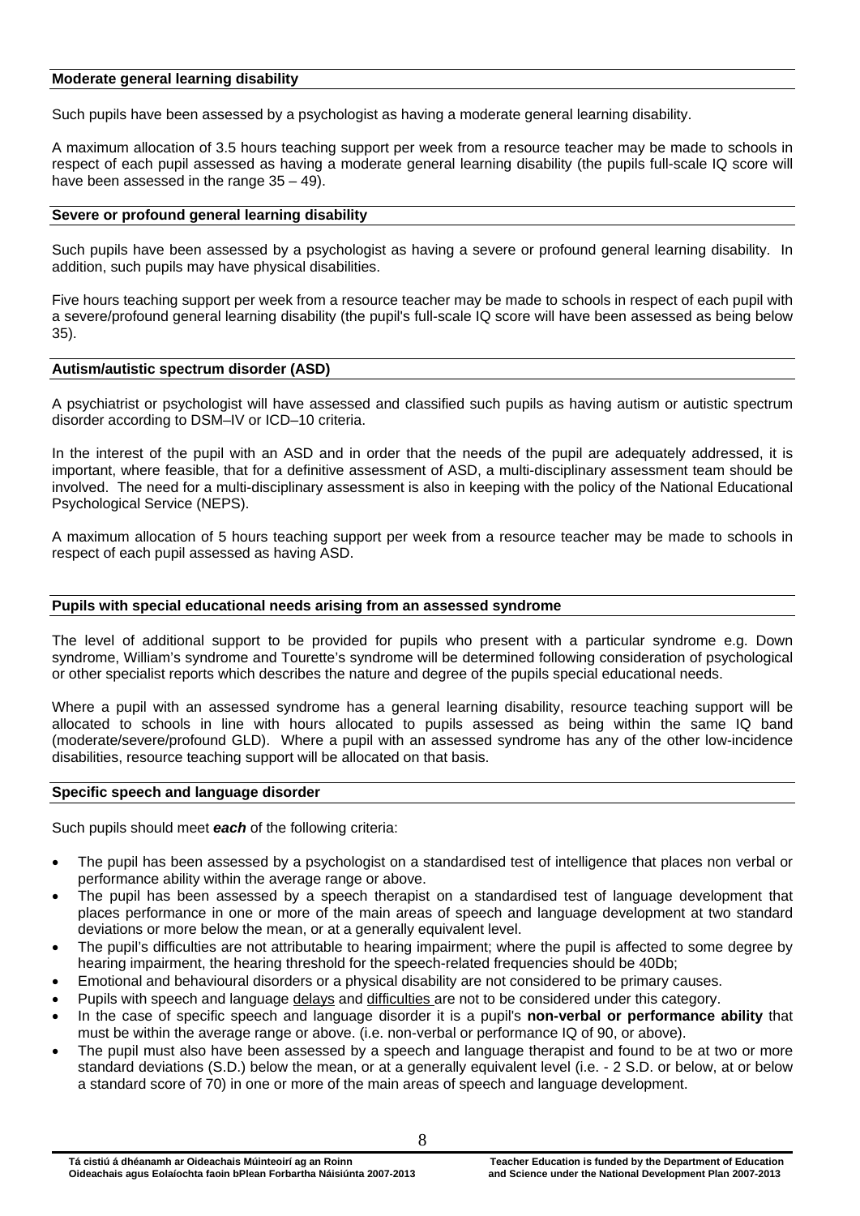### Moderate general learning disability

Such pupils have been assessed by a psychologist as having a moderate general learning disability.

A maximum allocation of 3.5 hours teaching support per week from a resource teacher may be made to schools in respect of each pupil assessed as having a moderate general learning disability (the pupils full-scale IQ score will have been assessed in the range 35 – 49).

### Severe or profound general learning disability

Such pupils have been assessed by a psychologist as having a severe or profound general learning disability. In addition, such pupils may have physical disabilities.

Five hours teaching support per week from a resource teacher may be made to schools in respect of each pupil with a severe/profound general learning disability (the pupil's full-scale IQ score will have been assessed as being below 35).

### Autism/autistic spectrum disorder (ASD)

A psychiatrist or psychologist will have assessed and classified such pupils as having autism or autistic spectrum disorder according to DSM–IV or ICD–10 criteria.

In the interest of the pupil with an ASD and in order that the needs of the pupil are adequately addressed, it is important, where feasible, that for a definitive assessment of ASD, a multi-disciplinary assessment team should be involved. The need for a multi-disciplinary assessment is also in keeping with the policy of the National Educational Psychological Service (NEPS).

A maximum allocation of 5 hours teaching support per week from a resource teacher may be made to schools in respect of each pupil assessed as having ASD.

### Pupils with special educational needs arising from an assessed syndrome

The level of additional support to be provided for pupils who present with a particular syndrome e.g. Down syndrome, William's syndrome and Tourette's syndrome will be determined following consideration of psychological or other specialist reports which describes the nature and degree of the pupils special educational needs.

Where a pupil with an assessed syndrome has a general learning disability, resource teaching support will be allocated to schools in line with hours allocated to pupils assessed as being within the same IQ band (moderate/severe/profound GLD). Where a pupil with an assessed syndrome has any of the other low-incidence disabilities, resource teaching support will be allocated on that basis.

### Specific speech and language disorder

Such pupils should meet ***each*** of the following criteria:

- The pupil has been assessed by a psychologist on a standardised test of intelligence that places non verbal or performance ability within the average range or above.
- The pupil has been assessed by a speech therapist on a standardised test of language development that places performance in one or more of the main areas of speech and language development at two standard deviations or more below the mean, or at a generally equivalent level.
- The pupil's difficulties are not attributable to hearing impairment; where the pupil is affected to some degree by hearing impairment, the hearing threshold for the speech-related frequencies should be 40Db;
- Emotional and behavioural disorders or a physical disability are not considered to be primary causes.
- Pupils with speech and language <u>delays</u> and <u>difficulties</u> are not to be considered under this category.
- In the case of specific speech and language disorder it is a pupil's **non-verbal or performance ability** that must be within the average range or above. (i.e. non-verbal or performance IQ of 90, or above).
- The pupil must also have been assessed by a speech and language therapist and found to be at two or more standard deviations (S.D.) below the mean, or at a generally equivalent level (i.e. - 2 S.D. or below, at or below a standard score of 70) in one or more of the main areas of speech and language development.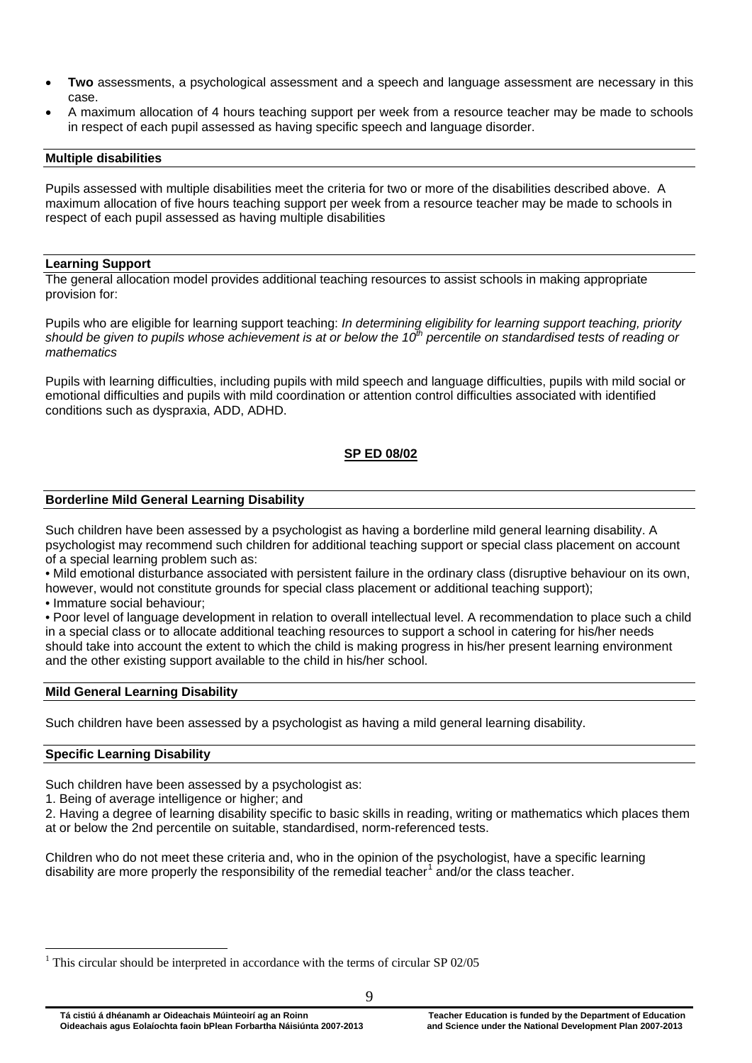- **Two** assessments, a psychological assessment and a speech and language assessment are necessary in this case.
- A maximum allocation of 4 hours teaching support per week from a resource teacher may be made to schools in respect of each pupil assessed as having specific speech and language disorder.

**Multiple disabilities**

Pupils assessed with multiple disabilities meet the criteria for two or more of the disabilities described above. A maximum allocation of five hours teaching support per week from a resource teacher may be made to schools in respect of each pupil assessed as having multiple disabilities

**Learning Support**

The general allocation model provides additional teaching resources to assist schools in making appropriate provision for:

Pupils who are eligible for learning support teaching: *In determining eligibility for learning support teaching, priority should be given to pupils whose achievement is at or below the 10th percentile on standardised tests of reading or mathematics*

Pupils with learning difficulties, including pupils with mild speech and language difficulties, pupils with mild social or emotional difficulties and pupils with mild coordination or attention control difficulties associated with identified conditions such as dyspraxia, ADD, ADHD.

## SP ED 08/02

**Borderline Mild General Learning Disability**

Such children have been assessed by a psychologist as having a borderline mild general learning disability. A psychologist may recommend such children for additional teaching support or special class placement on account of a special learning problem such as:

- Mild emotional disturbance associated with persistent failure in the ordinary class (disruptive behaviour on its own, however, would not constitute grounds for special class placement or additional teaching support);
- Immature social behaviour;
- Poor level of language development in relation to overall intellectual level. A recommendation to place such a child in a special class or to allocate additional teaching resources to support a school in catering for his/her needs should take into account the extent to which the child is making progress in his/her present learning environment and the other existing support available to the child in his/her school.

**Mild General Learning Disability**

Such children have been assessed by a psychologist as having a mild general learning disability.

**Specific Learning Disability**

Such children have been assessed by a psychologist as:

1. Being of average intelligence or higher; and
2. Having a degree of learning disability specific to basic skills in reading, writing or mathematics which places them at or below the 2nd percentile on suitable, standardised, norm-referenced tests.

Children who do not meet these criteria and, who in the opinion of the psychologist, have a specific learning disability are more properly the responsibility of the remedial teacher[1] and/or the class teacher.

[1] This circular should be interpreted in accordance with the terms of circular SP 02/05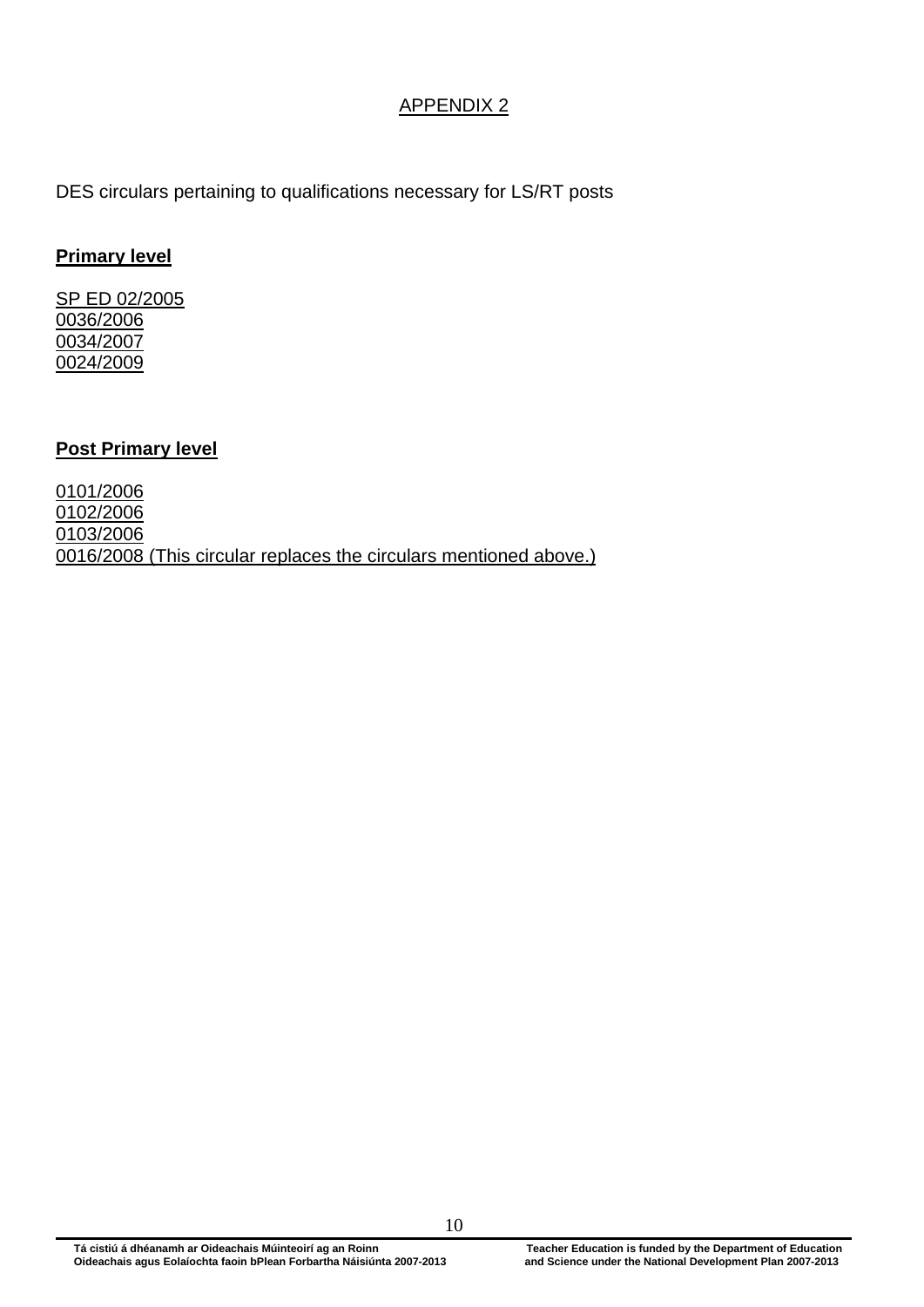## APPENDIX 2

DES circulars pertaining to qualifications necessary for LS/RT posts

**Primary level**

SP ED 02/2005
0036/2006
0034/2007
0024/2009

**Post Primary level**

0101/2006
0102/2006
0103/2006
0016/2008 (This circular replaces the circulars mentioned above.)

Tá cistiú á dhéanamh ar Oideachais Múinteoirí ag an Roinn Oideachais agus Eolaíochta faoin bPlean Forbartha Náisiúnta 2007-2013

Teacher Education is funded by the Department of Education and Science under the National Development Plan 2007-2013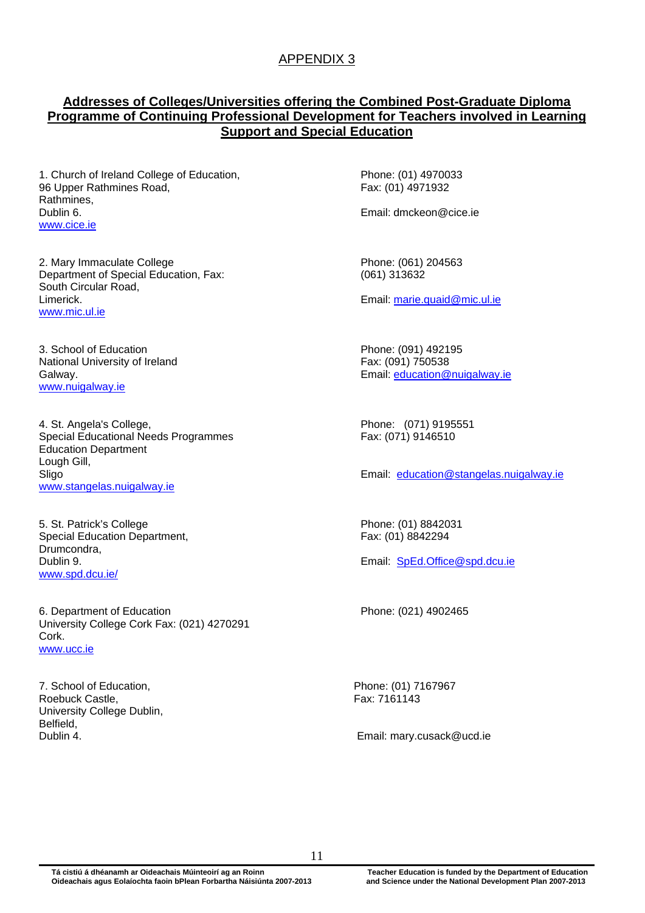## APPENDIX 3

### **Addresses of Colleges/Universities offering the Combined Post-Graduate Diploma Programme of Continuing Professional Development for Teachers involved in Learning Support and Special Education**

1. Church of Ireland College of Education,
96 Upper Rathmines Road,
Rathmines,
Dublin 6.
www.cice.ie

Phone: (01) 4970033
Fax: (01) 4971932
Email: dmckeon@cice.ie

2. Mary Immaculate College
Department of Special Education,
South Circular Road,
Limerick.
www.mic.ul.ie

Phone: (061) 204563
Fax: (061) 313632
Email: marie.quaid@mic.ul.ie

3. School of Education
National University of Ireland
Galway.
www.nuigalway.ie

Phone: (091) 492195
Fax: (091) 750538
Email: education@nuigalway.ie

4. St. Angela's College,
Special Educational Needs Programmes
Education Department
Lough Gill,
Sligo
www.stangelas.nuigalway.ie

Phone: (071) 9195551
Fax: (071) 9146510
Email: education@stangelas.nuigalway.ie

5. St. Patrick's College
Special Education Department,
Drumcondra,
Dublin 9.
www.spd.dcu.ie/

Phone: (01) 8842031
Fax: (01) 8842294
Email: SpEd.Office@spd.dcu.ie

6. Department of Education
University College Cork
Cork.
www.ucc.ie

Phone: (021) 4902465
Fax: (021) 4270291

7. School of Education,
Roebuck Castle,
University College Dublin,
Belfield,
Dublin 4.

Phone: (01) 7167967
Fax: 7161143
Email: mary.cusack@ucd.ie

**Tá cistiú á dhéanamh ar Oideachais Múinteoirí ag an Roinn Oideachais agus Eolaíochta faoin bPlean Forbartha Náisiúnta 2007-2013**

**Teacher Education is funded by the Department of Education and Science under the National Development Plan 2007-2013**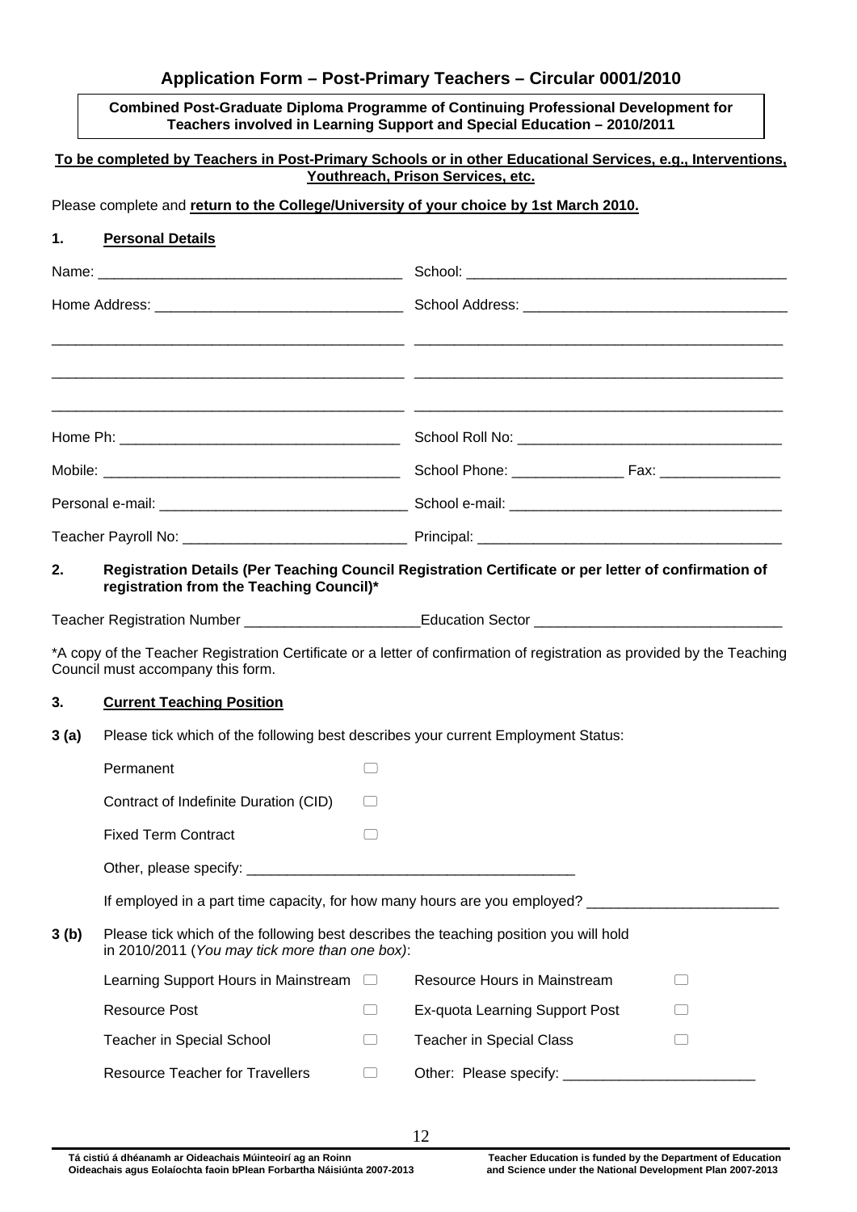## Application Form – Post-Primary Teachers – Circular 0001/2010

**Combined Post-Graduate Diploma Programme of Continuing Professional Development for Teachers involved in Learning Support and Special Education – 2010/2011**

**To be completed by Teachers in Post-Primary Schools or in other Educational Services, e.g., Interventions, Youthreach, Prison Services, etc.**

Please complete and **return to the College/University of your choice by 1st March 2010.**

### 1. Personal Details

| | |
|---|---|
| Name: ______________________ | School: ______________________ |
| Home Address: ______________________ | School Address: ______________________ |
| ______________________ | ______________________ |
| ______________________ | ______________________ |
| ______________________ | ______________________ |
| Home Ph: ______________________ | School Roll No: ______________________ |
| Mobile: ______________________ | School Phone: ____________ Fax: ____________ |
| Personal e-mail: ______________________ | School e-mail: ______________________ |
| Teacher Payroll No: ______________________ | Principal: ______________________ |

### 2. Registration Details (Per Teaching Council Registration Certificate or per letter of confirmation of registration from the Teaching Council)*

Teacher Registration Number ______________________ Education Sector ______________________

*A copy of the Teacher Registration Certificate or a letter of confirmation of registration as provided by the Teaching Council must accompany this form.

### 3. Current Teaching Position

**3 (a)** Please tick which of the following best describes your current Employment Status:

- Permanent ☐
- Contract of Indefinite Duration (CID) ☐
- Fixed Term Contract ☐
- Other, please specify: ______________________

If employed in a part time capacity, for how many hours are you employed? ______________________

**3 (b)** Please tick which of the following best describes the teaching position you will hold in 2010/2011 (*You may tick more than one box)*:

| | | | |
|---|---|---|---|
| Learning Support Hours in Mainstream | ☐ | Resource Hours in Mainstream | ☐ |
| Resource Post | ☐ | Ex-quota Learning Support Post | ☐ |
| Teacher in Special School | ☐ | Teacher in Special Class | ☐ |
| Resource Teacher for Travellers | ☐ | Other: Please specify: ______________________ | |

Tá cistiú á dhéanamh ar Oideachais Múinteoirí ag an Roinn Oideachais agus Eolaíochta faoin bPlean Forbartha Náisiúnta 2007-2013

Teacher Education is funded by the Department of Education and Science under the National Development Plan 2007-2013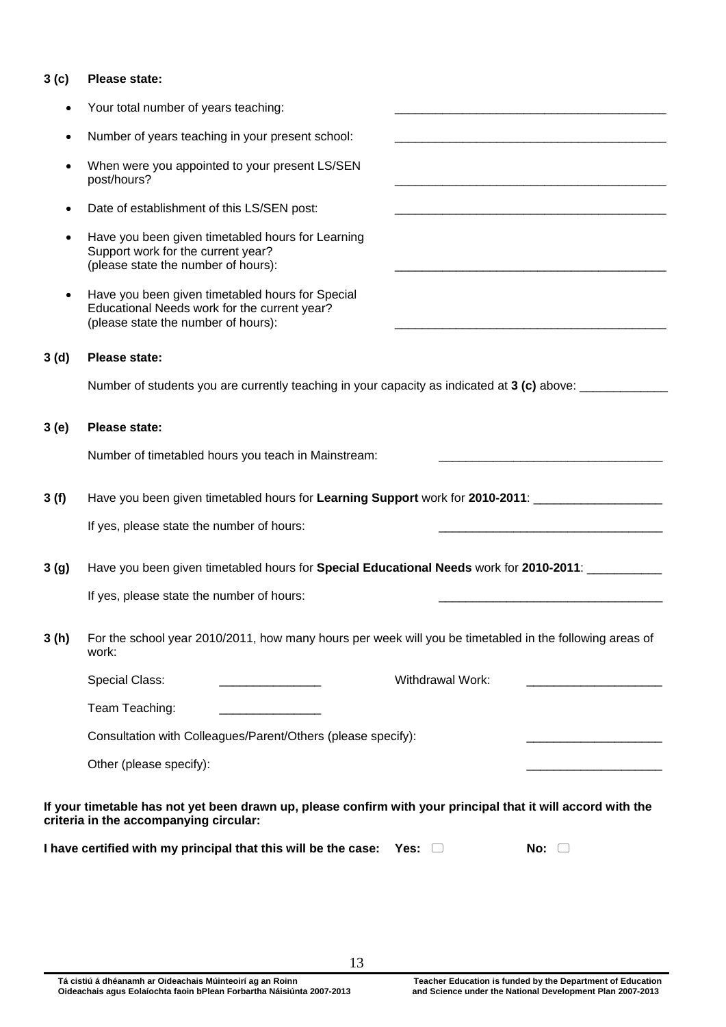**3 (c) Please state:**

- Your total number of years teaching: \_\_\_\_\_\_\_\_\_\_\_\_\_\_\_\_\_\_\_\_\_\_\_\_\_\_\_\_\_\_\_\_\_\_\_\_\_\_\_\_
- Number of years teaching in your present school: \_\_\_\_\_\_\_\_\_\_\_\_\_\_\_\_\_\_\_\_\_\_\_\_\_\_\_\_\_\_\_\_\_\_\_\_\_\_\_\_
- When were you appointed to your present LS/SEN post/hours? \_\_\_\_\_\_\_\_\_\_\_\_\_\_\_\_\_\_\_\_\_\_\_\_\_\_\_\_\_\_\_\_\_\_\_\_\_\_\_\_
- Date of establishment of this LS/SEN post: \_\_\_\_\_\_\_\_\_\_\_\_\_\_\_\_\_\_\_\_\_\_\_\_\_\_\_\_\_\_\_\_\_\_\_\_\_\_\_\_
- Have you been given timetabled hours for Learning Support work for the current year? (please state the number of hours): \_\_\_\_\_\_\_\_\_\_\_\_\_\_\_\_\_\_\_\_\_\_\_\_\_\_\_\_\_\_\_\_\_\_\_\_\_\_\_\_
- Have you been given timetabled hours for Special Educational Needs work for the current year? (please state the number of hours): \_\_\_\_\_\_\_\_\_\_\_\_\_\_\_\_\_\_\_\_\_\_\_\_\_\_\_\_\_\_\_\_\_\_\_\_\_\_\_\_

**3 (d) Please state:**

Number of students you are currently teaching in your capacity as indicated at **3 (c)** above: \_\_\_\_\_\_\_\_\_\_\_\_\_

**3 (e) Please state:**

Number of timetabled hours you teach in Mainstream: \_\_\_\_\_\_\_\_\_\_\_\_\_\_\_\_\_\_\_\_\_\_\_\_\_\_\_\_\_\_\_\_\_

**3 (f)** Have you been given timetabled hours for **Learning Support** work for **2010-2011**: \_\_\_\_\_\_\_\_\_\_\_\_\_\_\_\_\_\_\_

If yes, please state the number of hours: \_\_\_\_\_\_\_\_\_\_\_\_\_\_\_\_\_\_\_\_\_\_\_\_\_\_\_\_\_\_\_\_\_

**3 (g)** Have you been given timetabled hours for **Special Educational Needs** work for **2010-2011**: \_\_\_\_\_\_\_\_\_\_\_

If yes, please state the number of hours: \_\_\_\_\_\_\_\_\_\_\_\_\_\_\_\_\_\_\_\_\_\_\_\_\_\_\_\_\_\_\_\_\_

**3 (h)** For the school year 2010/2011, how many hours per week will you be timetabled in the following areas of work:

Special Class: \_\_\_\_\_\_\_\_\_\_\_\_\_\_\_ Withdrawal Work: \_\_\_\_\_\_\_\_\_\_\_\_\_\_\_\_\_\_\_\_

Team Teaching: \_\_\_\_\_\_\_\_\_\_\_\_\_\_\_

Consultation with Colleagues/Parent/Others (please specify): \_\_\_\_\_\_\_\_\_\_\_\_\_\_\_\_\_\_\_\_

Other (please specify): \_\_\_\_\_\_\_\_\_\_\_\_\_\_\_\_\_\_\_\_

**If your timetable has not yet been drawn up, please confirm with your principal that it will accord with the criteria in the accompanying circular:**

**I have certified with my principal that this will be the case: Yes:** ☐ **No:** ☐

**Tá cistiú á dhéanamh ar Oideachais Múinteoirí ag an Roinn Oideachais agus Eolaíochta faoin bPlean Forbartha Náisiúnta 2007-2013**

**Teacher Education is funded by the Department of Education and Science under the National Development Plan 2007-2013**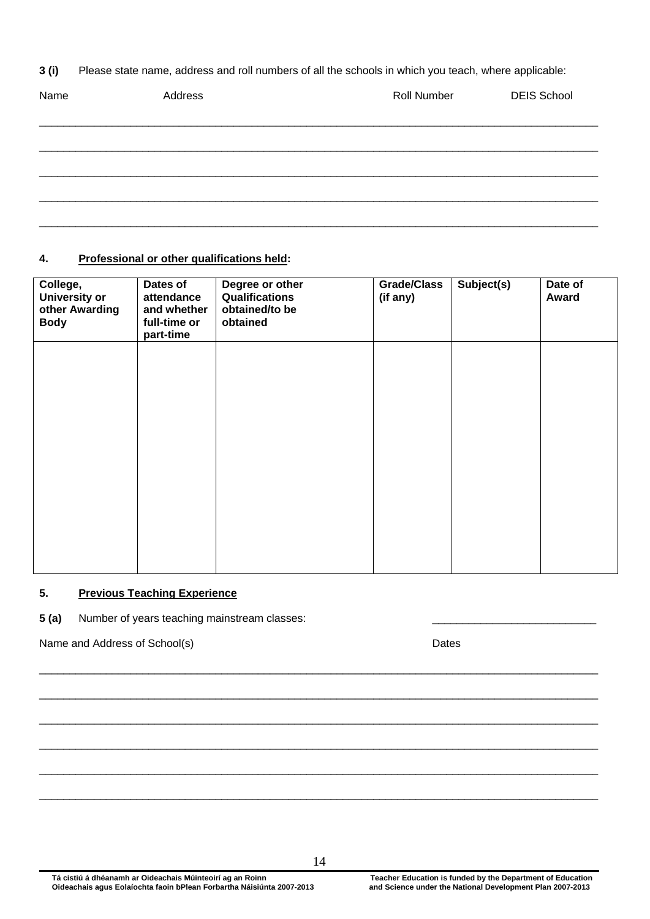**3 (i)** Please state name, address and roll numbers of all the schools in which you teach, where applicable:

Name Address Roll Number DEIS School

______________________________________________________________________________

______________________________________________________________________________

______________________________________________________________________________

______________________________________________________________________________

______________________________________________________________________________

**4. Professional or other qualifications held:**

| College, University or other Awarding Body | Dates of attendance and whether full-time or part-time | Degree or other Qualifications obtained/to be obtained | Grade/Class (if any) | Subject(s) | Date of Award |
|---|---|---|---|---|---|
| | | | | | |

**5. Previous Teaching Experience**

**5 (a)** Number of years teaching mainstream classes: ___________________________

Name and Address of School(s) Dates

______________________________________________________________________________

______________________________________________________________________________

______________________________________________________________________________

______________________________________________________________________________

______________________________________________________________________________

______________________________________________________________________________

**Tá cistiú á dhéanamh ar Oideachais Múinteoirí ag an Roinn Oideachais agus Eolaíochta faoin bPlean Forbartha Náisiúnta 2007-2013**

**Teacher Education is funded by the Department of Education and Science under the National Development Plan 2007-2013**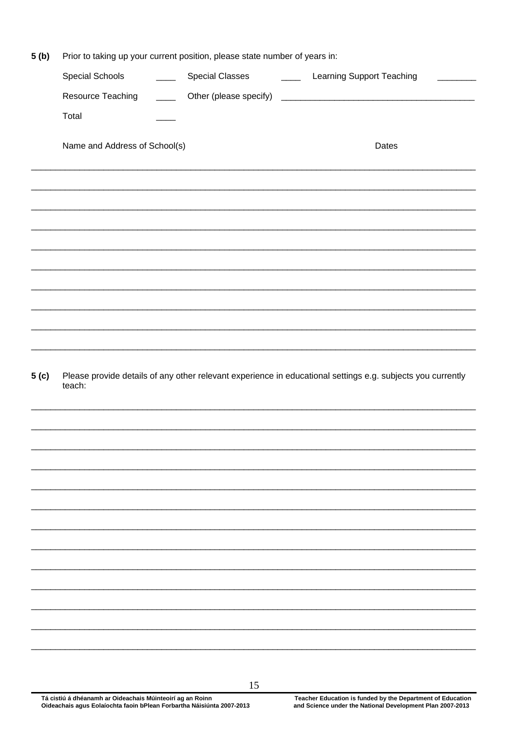**5 (b)** Prior to taking up your current position, please state number of years in:

Special Schools ____ Special Classes ____ Learning Support Teaching ________

Resource Teaching ____ Other (please specify) ________________________________________

Total ____

Name and Address of School(s) Dates

______________________________________________________________________________

______________________________________________________________________________

______________________________________________________________________________

______________________________________________________________________________

______________________________________________________________________________

______________________________________________________________________________

______________________________________________________________________________

______________________________________________________________________________

______________________________________________________________________________

______________________________________________________________________________

**5 (c)** Please provide details of any other relevant experience in educational settings e.g. subjects you currently teach:

______________________________________________________________________________

______________________________________________________________________________

______________________________________________________________________________

______________________________________________________________________________

______________________________________________________________________________

______________________________________________________________________________

______________________________________________________________________________

______________________________________________________________________________

______________________________________________________________________________

______________________________________________________________________________

______________________________________________________________________________

______________________________________________________________________________

______________________________________________________________________________

**Tá cistiú á dhéanamh ar Oideachais Múinteoirí ag an Roinn Oideachais agus Eolaíochta faoin bPlean Forbartha Náisiúnta 2007-2013**

**Teacher Education is funded by the Department of Education and Science under the National Development Plan 2007-2013**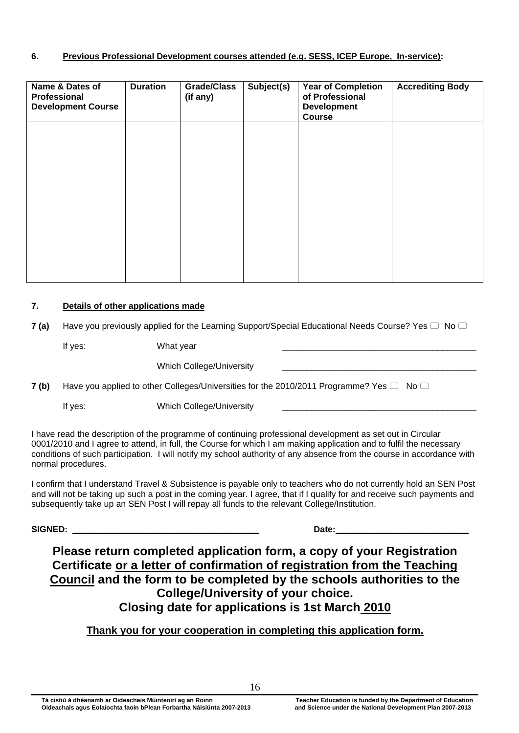## 6. Previous Professional Development courses attended (e.g. SESS, ICEP Europe, In-service):

| Name & Dates of Professional Development Course | Duration | Grade/Class (if any) | Subject(s) | Year of Completion of Professional Development Course | Accrediting Body |
|---|---|---|---|---|---|
| | | | | | |

## 7. Details of other applications made

**7 (a)** Have you previously applied for the Learning Support/Special Educational Needs Course? Yes ☐ No ☐

If yes: What year \_\_\_\_\_\_\_\_\_\_\_\_\_\_\_\_\_\_\_\_\_\_\_\_\_\_\_\_\_\_\_\_\_\_\_\_\_\_\_\_

Which College/University \_\_\_\_\_\_\_\_\_\_\_\_\_\_\_\_\_\_\_\_\_\_\_\_\_\_\_\_\_\_\_\_\_\_\_\_\_\_\_\_

**7 (b)** Have you applied to other Colleges/Universities for the 2010/2011 Programme? Yes ☐ No ☐

If yes: Which College/University \_\_\_\_\_\_\_\_\_\_\_\_\_\_\_\_\_\_\_\_\_\_\_\_\_\_\_\_\_\_\_\_\_\_\_\_\_\_\_\_

I have read the description of the programme of continuing professional development as set out in Circular 0001/2010 and I agree to attend, in full, the Course for which I am making application and to fulfil the necessary conditions of such participation. I will notify my school authority of any absence from the course in accordance with normal procedures.

I confirm that I understand Travel & Subsistence is payable only to teachers who do not currently hold an SEN Post and will not be taking up such a post in the coming year. I agree, that if I qualify for and receive such payments and subsequently take up an SEN Post I will repay all funds to the relevant College/Institution.

**SIGNED:** \_\_\_\_\_\_\_\_\_\_\_\_\_\_\_\_\_\_\_\_\_\_\_\_\_\_\_\_\_\_\_\_\_\_\_\_ **Date:**\_\_\_\_\_\_\_\_\_\_\_\_\_\_\_\_\_\_\_\_\_\_\_\_\_\_

**Please return completed application form, a copy of your Registration Certificate or a letter of confirmation of registration from the Teaching Council and the form to be completed by the schools authorities to the College/University of your choice.**

**Closing date for applications is 1st March 2010**

**Thank you for your cooperation in completing this application form.**

Tá cistiú á dhéanamh ar Oideachais Múinteoirí ag an Roinn Oideachais agus Eolaíochta faoin bPlean Forbartha Náisiúnta 2007-2013

Teacher Education is funded by the Department of Education and Science under the National Development Plan 2007-2013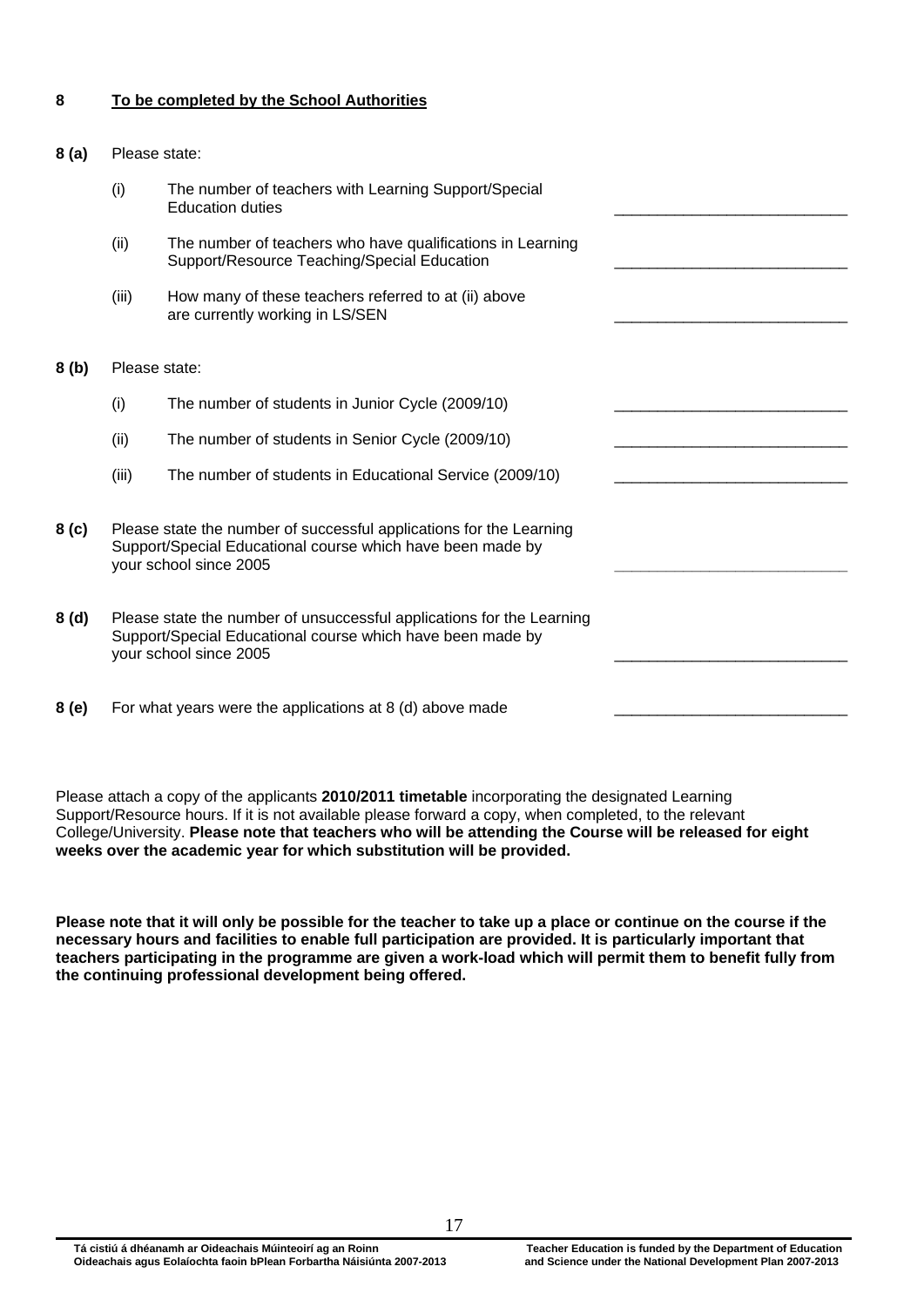## 8 To be completed by the School Authorities

**8 (a)** Please state:

(i) The number of teachers with Learning Support/Special Education duties ___________________________

(ii) The number of teachers who have qualifications in Learning Support/Resource Teaching/Special Education ___________________________

(iii) How many of these teachers referred to at (ii) above are currently working in LS/SEN ___________________________

**8 (b)** Please state:

(i) The number of students in Junior Cycle (2009/10) ___________________________

(ii) The number of students in Senior Cycle (2009/10) ___________________________

(iii) The number of students in Educational Service (2009/10) ___________________________

**8 (c)** Please state the number of successful applications for the Learning Support/Special Educational course which have been made by your school since 2005 ___________________________

**8 (d)** Please state the number of unsuccessful applications for the Learning Support/Special Educational course which have been made by your school since 2005 ___________________________

**8 (e)** For what years were the applications at 8 (d) above made ___________________________

Please attach a copy of the applicants **2010/2011 timetable** incorporating the designated Learning Support/Resource hours. If it is not available please forward a copy, when completed, to the relevant College/University. **Please note that teachers who will be attending the Course will be released for eight weeks over the academic year for which substitution will be provided.**

**Please note that it will only be possible for the teacher to take up a place or continue on the course if the necessary hours and facilities to enable full participation are provided. It is particularly important that teachers participating in the programme are given a work-load which will permit them to benefit fully from the continuing professional development being offered.**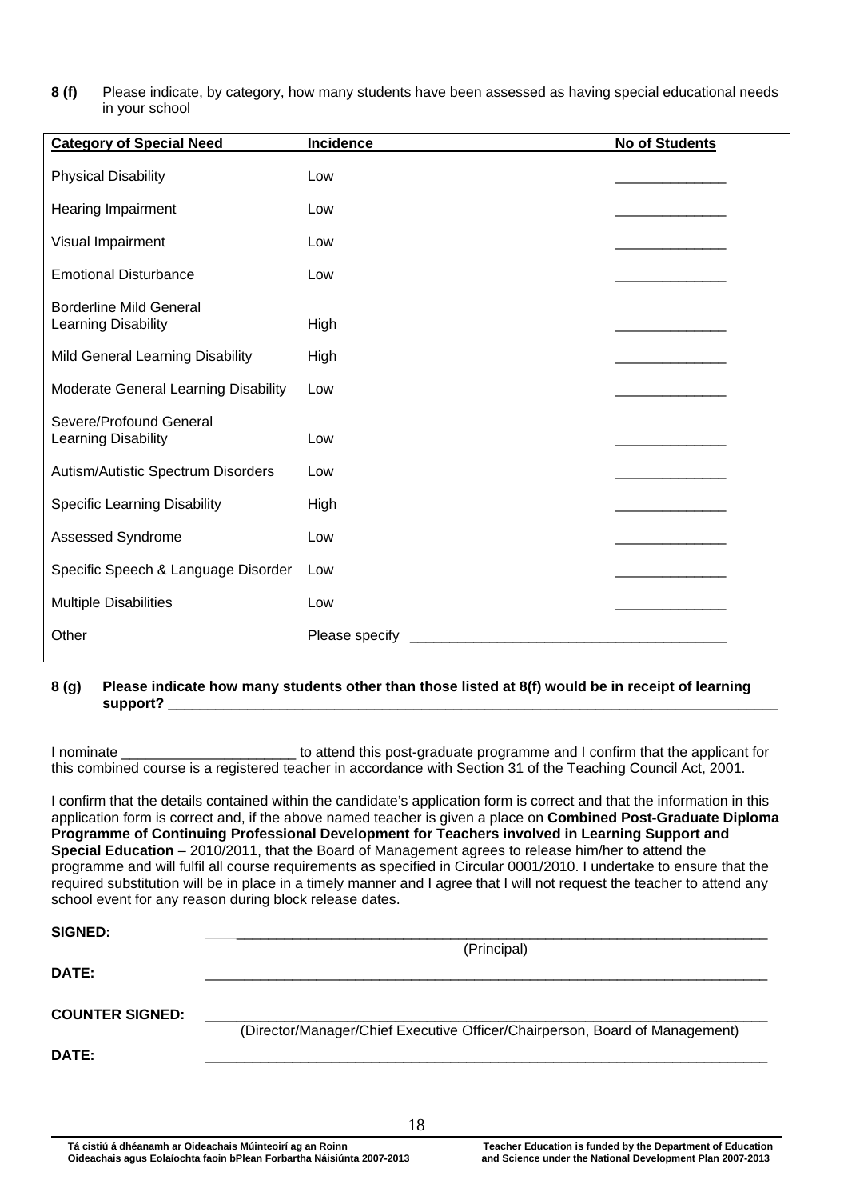**8 (f)** Please indicate, by category, how many students have been assessed as having special educational needs in your school

| Category of Special Need | Incidence | No of Students |
|---|---|---|
| Physical Disability | Low | ______________ |
| Hearing Impairment | Low | ______________ |
| Visual Impairment | Low | ______________ |
| Emotional Disturbance | Low | ______________ |
| Borderline Mild General Learning Disability | High | ______________ |
| Mild General Learning Disability | High | ______________ |
| Moderate General Learning Disability | Low | ______________ |
| Severe/Profound General Learning Disability | Low | ______________ |
| Autism/Autistic Spectrum Disorders | Low | ______________ |
| Specific Learning Disability | High | ______________ |
| Assessed Syndrome | Low | ______________ |
| Specific Speech & Language Disorder | Low | ______________ |
| Multiple Disabilities | Low | ______________ |
| Other | Please specify ________________________________________ | |

**8 (g) Please indicate how many students other than those listed at 8(f) would be in receipt of learning support? ______________________________________________________________________**

I nominate ______________________ to attend this post-graduate programme and I confirm that the applicant for this combined course is a registered teacher in accordance with Section 31 of the Teaching Council Act, 2001.

I confirm that the details contained within the candidate's application form is correct and that the information in this application form is correct and, if the above named teacher is given a place on **Combined Post-Graduate Diploma Programme of Continuing Professional Development for Teachers involved in Learning Support and Special Education** – 2010/2011, that the Board of Management agrees to release him/her to attend the programme and will fulfil all course requirements as specified in Circular 0001/2010. I undertake to ensure that the required substitution will be in place in a timely manner and I agree that I will not request the teacher to attend any school event for any reason during block release dates.

**SIGNED:** ________________________________________________________________________
(Principal)

**DATE:** ________________________________________________________________________

**COUNTER SIGNED:** ________________________________________________________________________
(Director/Manager/Chief Executive Officer/Chairperson, Board of Management)

**DATE:** ________________________________________________________________________

**Tá cistiú á dhéanamh ar Oideachais Múinteoirí ag an Roinn Oideachais agus Eolaíochta faoin bPlean Forbartha Náisiúnta 2007-2013**

**Teacher Education is funded by the Department of Education and Science under the National Development Plan 2007-2013**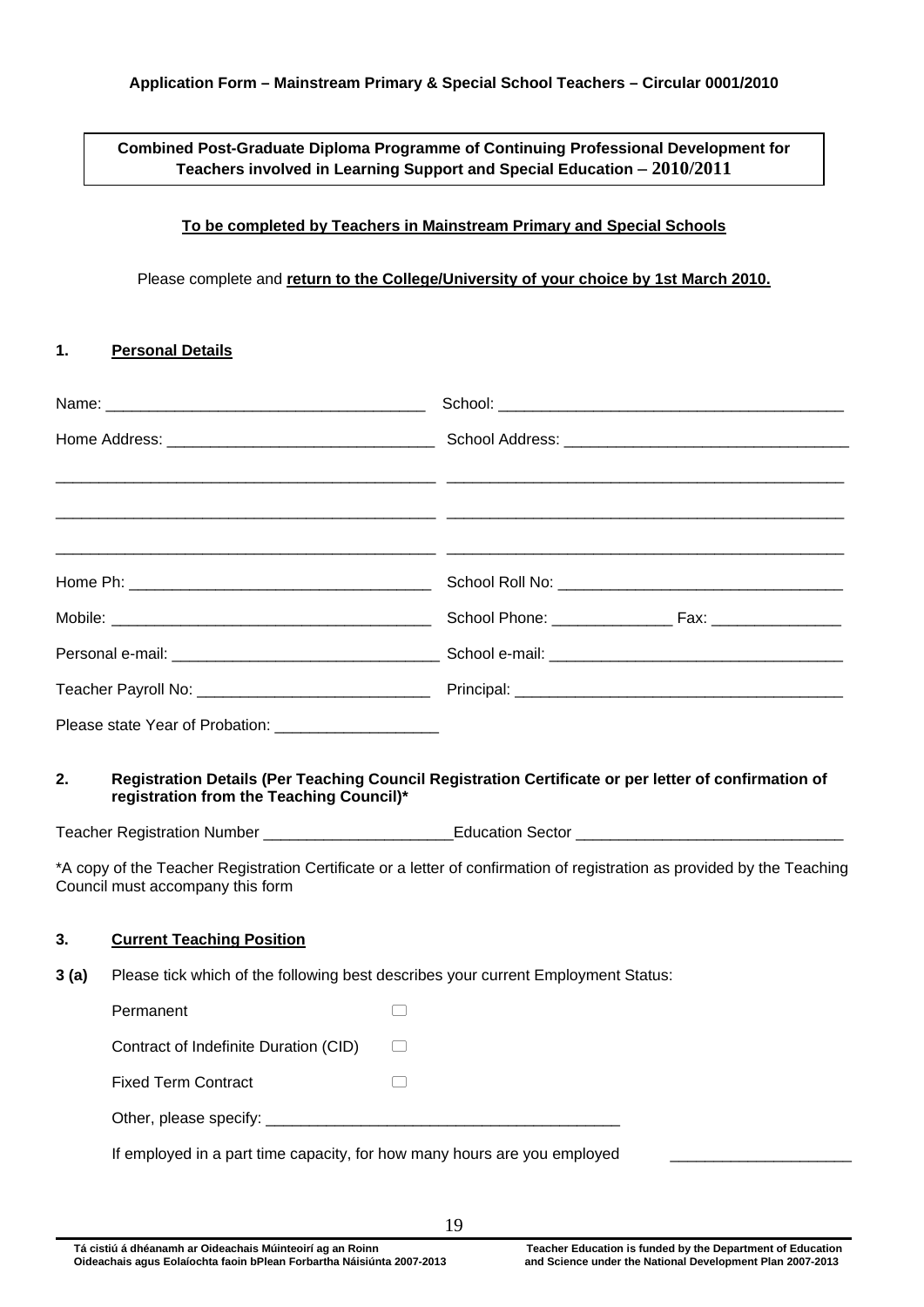**Application Form – Mainstream Primary & Special School Teachers – Circular 0001/2010**

**Combined Post-Graduate Diploma Programme of Continuing Professional Development for Teachers involved in Learning Support and Special Education – 2010/2011**

**To be completed by Teachers in Mainstream Primary and Special Schools**

Please complete and **return to the College/University of your choice by 1st March 2010.**

## 1. Personal Details

| | |
|---|---|
| Name: ____________________________________ | School: ________________________________________ |
| Home Address: ______________________________ | School Address: ________________________________ |
| ____________________________________________ | ____________________________________________ |
| ____________________________________________ | ____________________________________________ |
| ____________________________________________ | ____________________________________________ |
| Home Ph: __________________________________ | School Roll No: ________________________________ |
| Mobile: ____________________________________ | School Phone: _____________ Fax: ______________ |
| Personal e-mail: ______________________________ | School e-mail: _________________________________ |
| Teacher Payroll No: __________________________ | Principal: ______________________________________ |
| Please state Year of Probation: __________________ | |

## 2. Registration Details (Per Teaching Council Registration Certificate or per letter of confirmation of registration from the Teaching Council)*

Teacher Registration Number _____________________Education Sector ______________________________

*A copy of the Teacher Registration Certificate or a letter of confirmation of registration as provided by the Teaching Council must accompany this form

## 3. Current Teaching Position

**3 (a)** Please tick which of the following best describes your current Employment Status:

- Permanent ☐
- Contract of Indefinite Duration (CID) ☐
- Fixed Term Contract ☐
- Other, please specify: ________________________________________

If employed in a part time capacity, for how many hours are you employed ____________________

Tá cistiú á dhéanamh ar Oideachais Múinteoirí ag an Roinn Oideachais agus Eolaíochta faoin bPlean Forbartha Náisiúnta 2007-2013

Teacher Education is funded by the Department of Education and Science under the National Development Plan 2007-2013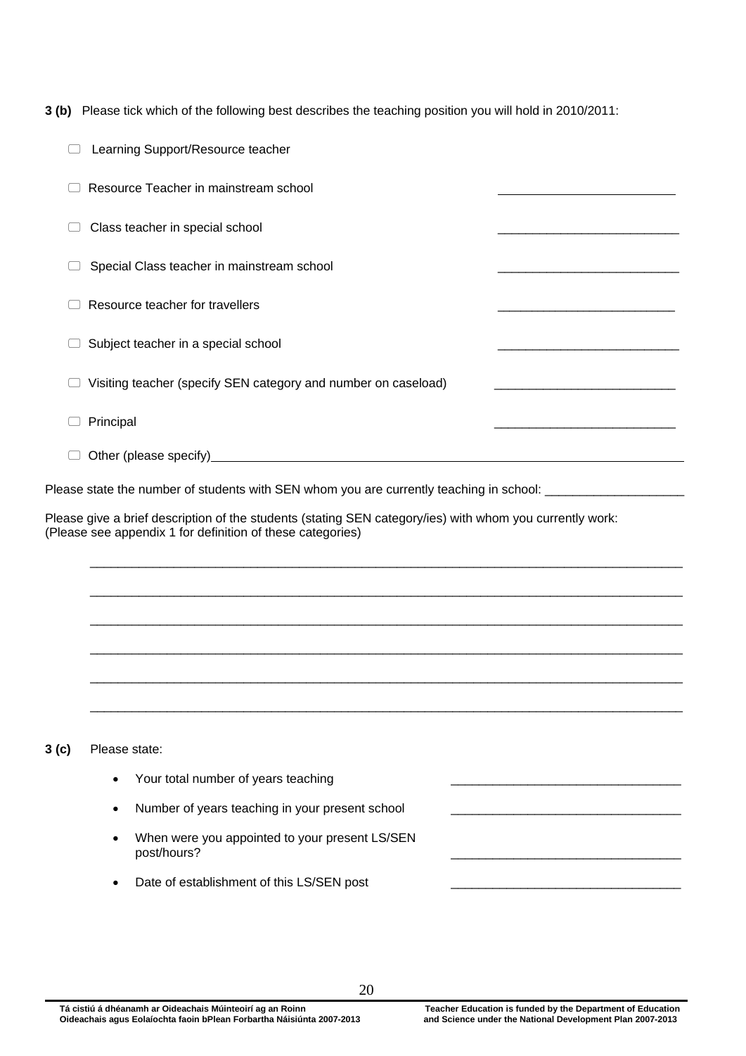**3 (b)** Please tick which of the following best describes the teaching position you will hold in 2010/2011:

- ☐ Learning Support/Resource teacher
- ☐ Resource Teacher in mainstream school ____________________
- ☐ Class teacher in special school ____________________
- ☐ Special Class teacher in mainstream school ____________________
- ☐ Resource teacher for travellers ____________________
- ☐ Subject teacher in a special school ____________________
- ☐ Visiting teacher (specify SEN category and number on caseload) ____________________
- ☐ Principal ____________________
- ☐ Other (please specify)____________________________________________

Please state the number of students with SEN whom you are currently teaching in school: ____________________

Please give a brief description of the students (stating SEN category/ies) with whom you currently work:
(Please see appendix 1 for definition of these categories)

________________________________________________________________________________

________________________________________________________________________________

________________________________________________________________________________

________________________________________________________________________________

________________________________________________________________________________

________________________________________________________________________________

**3 (c)** Please state:

- Your total number of years teaching ____________________
- Number of years teaching in your present school ____________________
- When were you appointed to your present LS/SEN post/hours? ____________________
- Date of establishment of this LS/SEN post ____________________

**Tá cistiú á dhéanamh ar Oideachais Múinteoirí ag an Roinn Oideachais agus Eolaíochta faoin bPlean Forbartha Náisiúnta 2007-2013**

**Teacher Education is funded by the Department of Education and Science under the National Development Plan 2007-2013**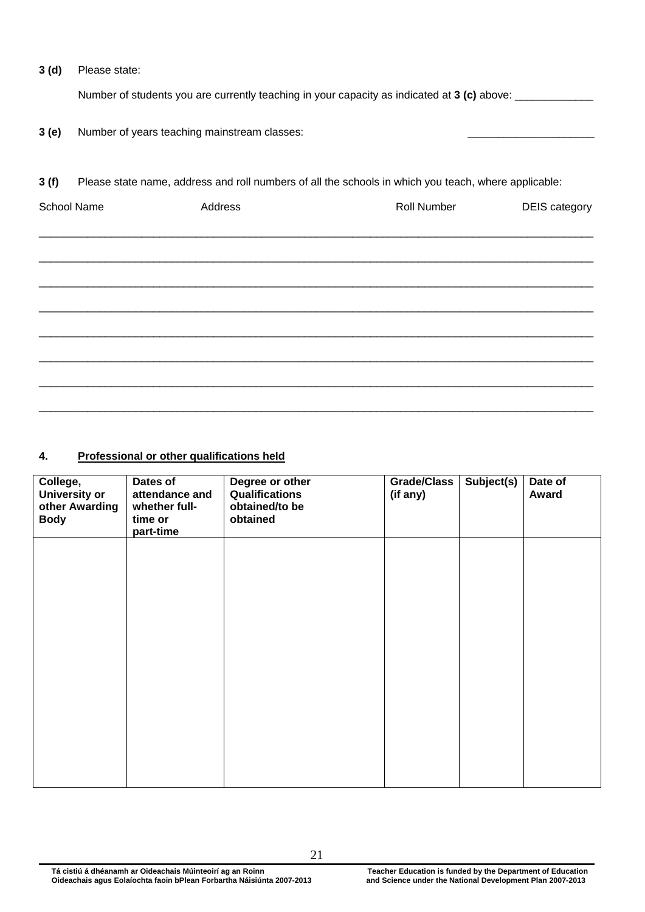**3 (d)** Please state:

Number of students you are currently teaching in your capacity as indicated at **3 (c)** above: _____________

**3 (e)** Number of years teaching mainstream classes: _____________________

**3 (f)** Please state name, address and roll numbers of all the schools in which you teach, where applicable:

| School Name | Address | Roll Number | DEIS category |
|---|---|---|---|
| | | | |
| | | | |
| | | | |
| | | | |
| | | | |
| | | | |
| | | | |
| | | | |

## 4. Professional or other qualifications held

| College, University or other Awarding Body | Dates of attendance and whether full-time or part-time | Degree or other Qualifications obtained/to be obtained | Grade/Class (if any) | Subject(s) | Date of Award |
|---|---|---|---|---|---|
| | | | | | |

Tá cistiú á dhéanamh ar Oideachais Múinteoirí ag an Roinn Oideachais agus Eolaíochta faoin bPlean Forbartha Náisiúnta 2007-2013

Teacher Education is funded by the Department of Education and Science under the National Development Plan 2007-2013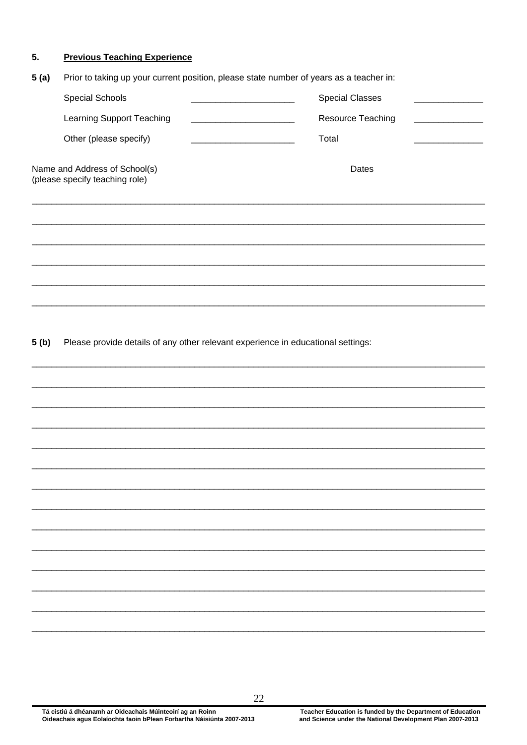## 5. Previous Teaching Experience

**5 (a)** Prior to taking up your current position, please state number of years as a teacher in:

| | | | |
|---|---|---|---|
| Special Schools | ____________________ | Special Classes | _____________ |
| Learning Support Teaching | ____________________ | Resource Teaching | _____________ |
| Other (please specify) | ____________________ | Total | _____________ |

Name and Address of School(s) (please specify teaching role) — Dates

_____________________________________________________________________________________

_____________________________________________________________________________________

_____________________________________________________________________________________

_____________________________________________________________________________________

_____________________________________________________________________________________

_____________________________________________________________________________________

**5 (b)** Please provide details of any other relevant experience in educational settings:

_____________________________________________________________________________________

_____________________________________________________________________________________

_____________________________________________________________________________________

_____________________________________________________________________________________

_____________________________________________________________________________________

_____________________________________________________________________________________

_____________________________________________________________________________________

_____________________________________________________________________________________

_____________________________________________________________________________________

_____________________________________________________________________________________

_____________________________________________________________________________________

_____________________________________________________________________________________

_____________________________________________________________________________________

_____________________________________________________________________________________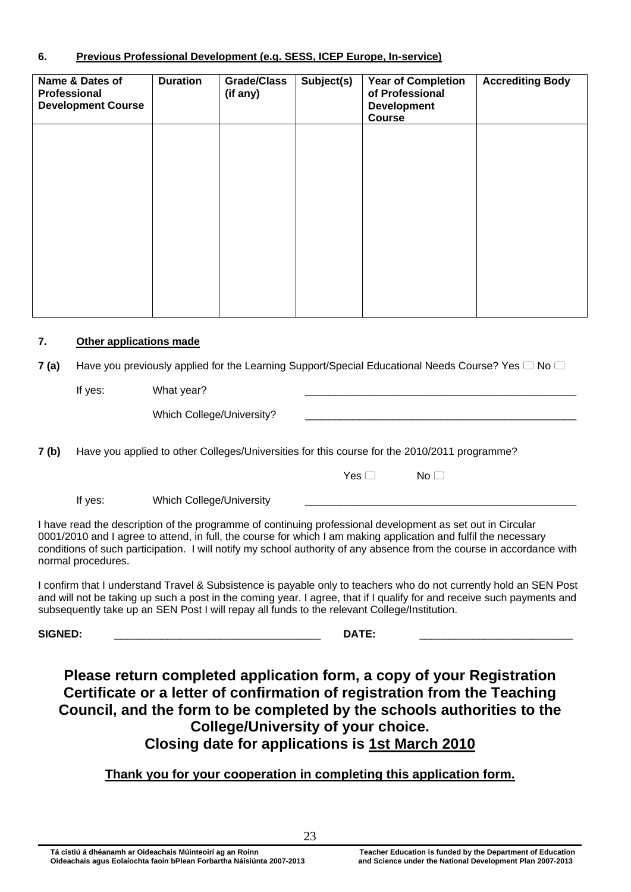### 6. Previous Professional Development (e.g. SESS, ICEP Europe, In-service)

| Name & Dates of Professional Development Course | Duration | Grade/Class (if any) | Subject(s) | Year of Completion of Professional Development Course | Accrediting Body |
|---|---|---|---|---|---|
| | | | | | |

### 7. Other applications made

**7 (a)** Have you previously applied for the Learning Support/Special Educational Needs Course? Yes ☐ No ☐

If yes: What year? _______________________________________________

Which College/University? _______________________________________________

**7 (b)** Have you applied to other Colleges/Universities for this course for the 2010/2011 programme?

Yes ☐ No ☐

If yes: Which College/University _______________________________________________

I have read the description of the programme of continuing professional development as set out in Circular 0001/2010 and I agree to attend, in full, the course for which I am making application and fulfil the necessary conditions of such participation. I will notify my school authority of any absence from the course in accordance with normal procedures.

I confirm that I understand Travel & Subsistence is payable only to teachers who do not currently hold an SEN Post and will not be taking up such a post in the coming year. I agree, that if I qualify for and receive such payments and subsequently take up an SEN Post I will repay all funds to the relevant College/Institution.

**SIGNED:** ___________________________________ **DATE:** _________________________

## Please return completed application form, a copy of your Registration Certificate or a letter of confirmation of registration from the Teaching Council, and the form to be completed by the schools authorities to the College/University of your choice.

## Closing date for applications is 1st March 2010

**Thank you for your cooperation in completing this application form.**

**Tá cistiú á dhéanamh ar Oideachais Múinteoirí ag an Roinn Oideachais agus Eolaíochta faoin bPlean Forbartha Náisiúnta 2007-2013**

**Teacher Education is funded by the Department of Education and Science under the National Development Plan 2007-2013**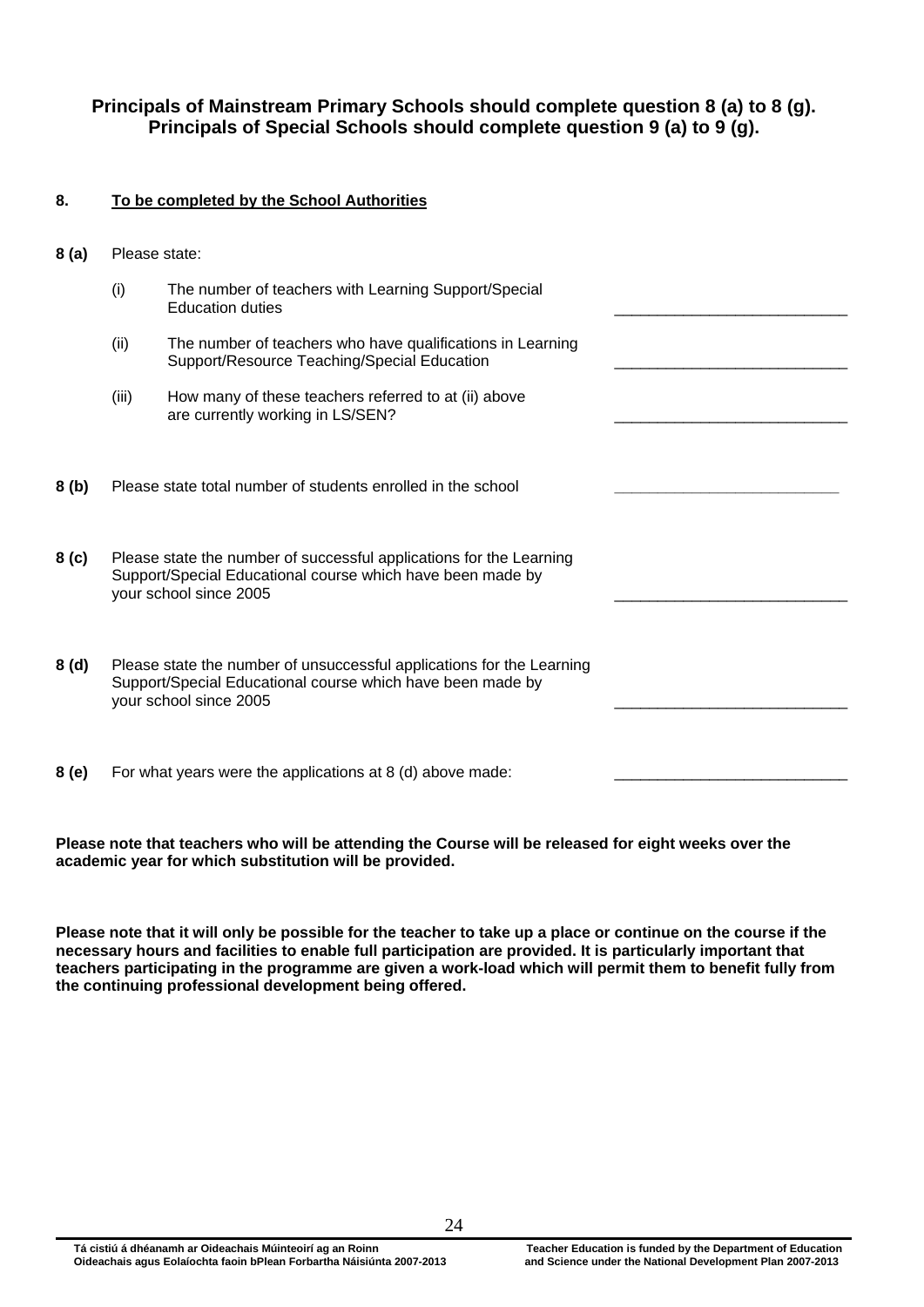**Principals of Mainstream Primary Schools should complete question 8 (a) to 8 (g).**
**Principals of Special Schools should complete question 9 (a) to 9 (g).**

**8. <u>To be completed by the School Authorities</u>**

**8 (a)** Please state:

(i) The number of teachers with Learning Support/Special Education duties \_\_\_\_\_\_\_\_\_\_\_\_\_\_\_\_\_\_\_\_\_\_\_\_\_\_\_

(ii) The number of teachers who have qualifications in Learning Support/Resource Teaching/Special Education \_\_\_\_\_\_\_\_\_\_\_\_\_\_\_\_\_\_\_\_\_\_\_\_\_\_\_

(iii) How many of these teachers referred to at (ii) above are currently working in LS/SEN? \_\_\_\_\_\_\_\_\_\_\_\_\_\_\_\_\_\_\_\_\_\_\_\_\_\_\_

**8 (b)** Please state total number of students enrolled in the school \_\_\_\_\_\_\_\_\_\_\_\_\_\_\_\_\_\_\_\_\_\_\_\_\_\_\_

**8 (c)** Please state the number of successful applications for the Learning Support/Special Educational course which have been made by your school since 2005 \_\_\_\_\_\_\_\_\_\_\_\_\_\_\_\_\_\_\_\_\_\_\_\_\_\_\_

**8 (d)** Please state the number of unsuccessful applications for the Learning Support/Special Educational course which have been made by your school since 2005 \_\_\_\_\_\_\_\_\_\_\_\_\_\_\_\_\_\_\_\_\_\_\_\_\_\_\_

**8 (e)** For what years were the applications at 8 (d) above made: \_\_\_\_\_\_\_\_\_\_\_\_\_\_\_\_\_\_\_\_\_\_\_\_\_\_\_

**Please note that teachers who will be attending the Course will be released for eight weeks over the academic year for which substitution will be provided.**

**Please note that it will only be possible for the teacher to take up a place or continue on the course if the necessary hours and facilities to enable full participation are provided. It is particularly important that teachers participating in the programme are given a work-load which will permit them to benefit fully from the continuing professional development being offered.**

Tá cistiú á dhéanamh ar Oideachais Múinteoirí ag an Roinn Oideachais agus Eolaíochta faoin bPlean Forbartha Náisiúnta 2007-2013

Teacher Education is funded by the Department of Education and Science under the National Development Plan 2007-2013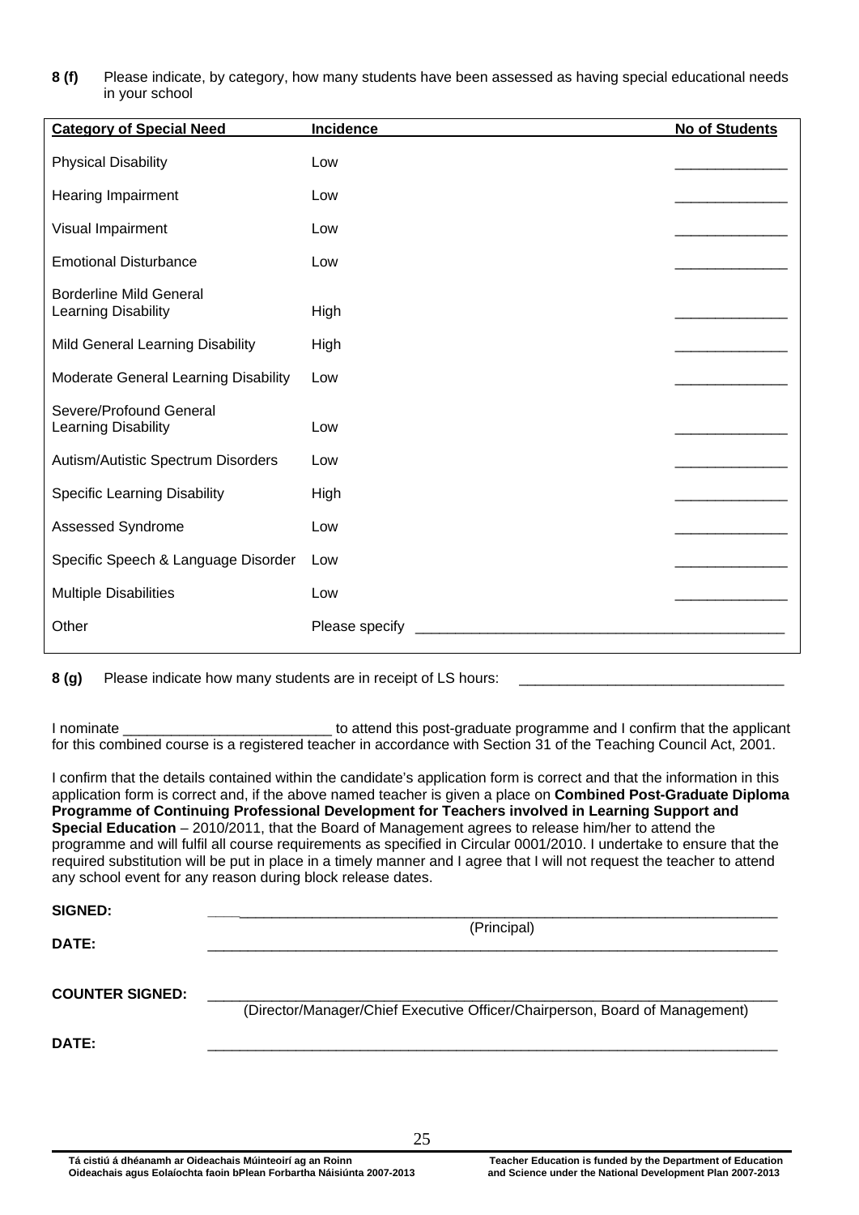**8 (f)** Please indicate, by category, how many students have been assessed as having special educational needs in your school

| Category of Special Need | Incidence | No of Students |
| --- | --- | --- |
| Physical Disability | Low | ______________ |
| Hearing Impairment | Low | ______________ |
| Visual Impairment | Low | ______________ |
| Emotional Disturbance | Low | ______________ |
| Borderline Mild General Learning Disability | High | ______________ |
| Mild General Learning Disability | High | ______________ |
| Moderate General Learning Disability | Low | ______________ |
| Severe/Profound General Learning Disability | Low | ______________ |
| Autism/Autistic Spectrum Disorders | Low | ______________ |
| Specific Learning Disability | High | ______________ |
| Assessed Syndrome | Low | ______________ |
| Specific Speech & Language Disorder | Low | ______________ |
| Multiple Disabilities | Low | ______________ |
| Other | Please specify ______________________________________________ | |

**8 (g)** Please indicate how many students are in receipt of LS hours: _________________________________

I nominate __________________________ to attend this post-graduate programme and I confirm that the applicant for this combined course is a registered teacher in accordance with Section 31 of the Teaching Council Act, 2001.

I confirm that the details contained within the candidate's application form is correct and that the information in this application form is correct and, if the above named teacher is given a place on **Combined Post-Graduate Diploma Programme of Continuing Professional Development for Teachers involved in Learning Support and Special Education** – 2010/2011, that the Board of Management agrees to release him/her to attend the programme and will fulfil all course requirements as specified in Circular 0001/2010. I undertake to ensure that the required substitution will be put in place in a timely manner and I agree that I will not request the teacher to attend any school event for any reason during block release dates.

**SIGNED:** ______________________________________________________________________
(Principal)

**DATE:** ______________________________________________________________________

**COUNTER SIGNED:** ______________________________________________________________________
(Director/Manager/Chief Executive Officer/Chairperson, Board of Management)

**DATE:** ______________________________________________________________________

**Tá cistiú á dhéanamh ar Oideachais Múinteoirí ag an Roinn Oideachais agus Eolaíochta faoin bPlean Forbartha Náisiúnta 2007-2013**

**Teacher Education is funded by the Department of Education and Science under the National Development Plan 2007-2013**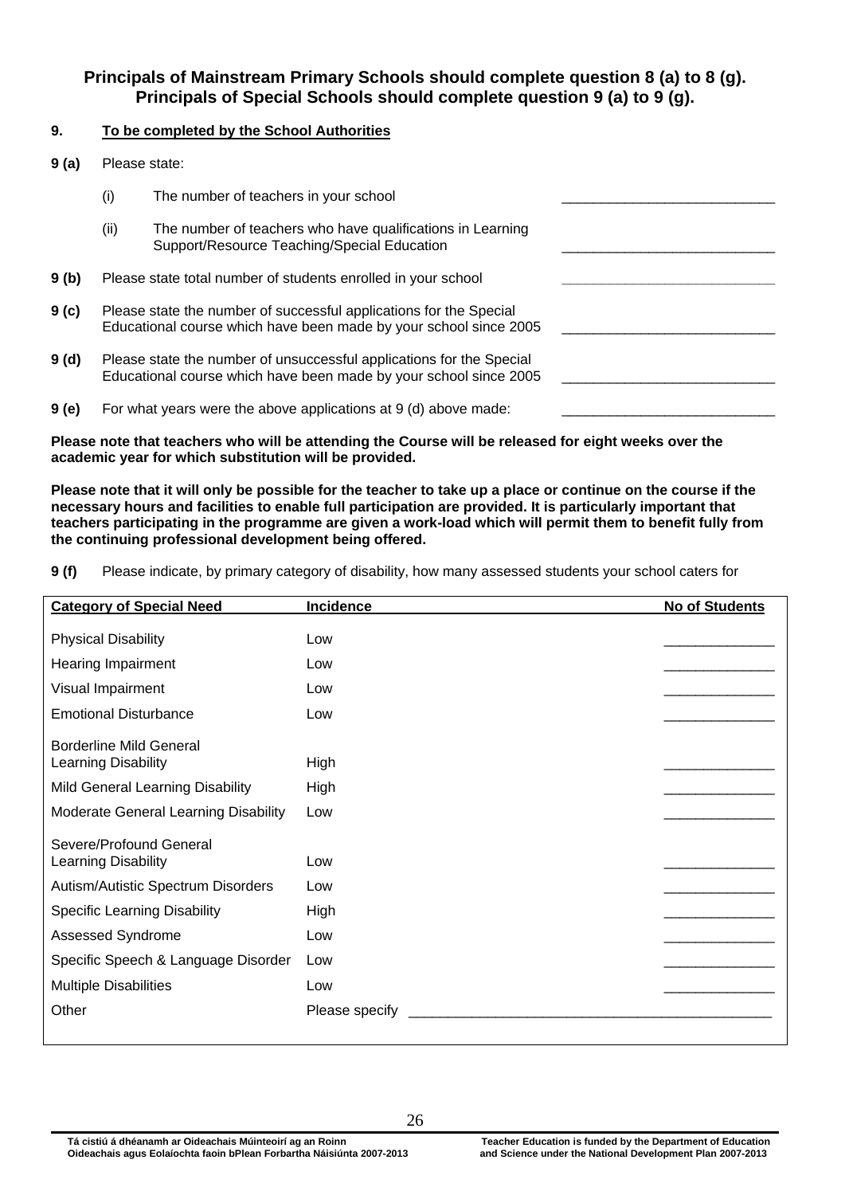**Principals of Mainstream Primary Schools should complete question 8 (a) to 8 (g).**
**Principals of Special Schools should complete question 9 (a) to 9 (g).**

**9. To be completed by the School Authorities**

**9 (a)** Please state:

(i) The number of teachers in your school ___________________________

(ii) The number of teachers who have qualifications in Learning Support/Resource Teaching/Special Education ___________________________

**9 (b)** Please state total number of students enrolled in your school ___________________________

**9 (c)** Please state the number of successful applications for the Special Educational course which have been made by your school since 2005 ___________________________

**9 (d)** Please state the number of unsuccessful applications for the Special Educational course which have been made by your school since 2005 ___________________________

**9 (e)** For what years were the above applications at 9 (d) above made: ___________________________

**Please note that teachers who will be attending the Course will be released for eight weeks over the academic year for which substitution will be provided.**

**Please note that it will only be possible for the teacher to take up a place or continue on the course if the necessary hours and facilities to enable full participation are provided. It is particularly important that teachers participating in the programme are given a work-load which will permit them to benefit fully from the continuing professional development being offered.**

**9 (f)** Please indicate, by primary category of disability, how many assessed students your school caters for

| Category of Special Need | Incidence | No of Students |
|---|---|---|
| Physical Disability | Low | ______________ |
| Hearing Impairment | Low | ______________ |
| Visual Impairment | Low | ______________ |
| Emotional Disturbance | Low | ______________ |
| Borderline Mild General Learning Disability | High | ______________ |
| Mild General Learning Disability | High | ______________ |
| Moderate General Learning Disability | Low | ______________ |
| Severe/Profound General Learning Disability | Low | ______________ |
| Autism/Autistic Spectrum Disorders | Low | ______________ |
| Specific Learning Disability | High | ______________ |
| Assessed Syndrome | Low | ______________ |
| Specific Speech & Language Disorder | Low | ______________ |
| Multiple Disabilities | Low | ______________ |
| Other | Please specify ______________________________________________ | |

Tá cistiú á dhéanamh ar Oideachais Múinteoirí ag an Roinn Oideachais agus Eolaíochta faoin bPlean Forbartha Náisiúnta 2007-2013

Teacher Education is funded by the Department of Education and Science under the National Development Plan 2007-2013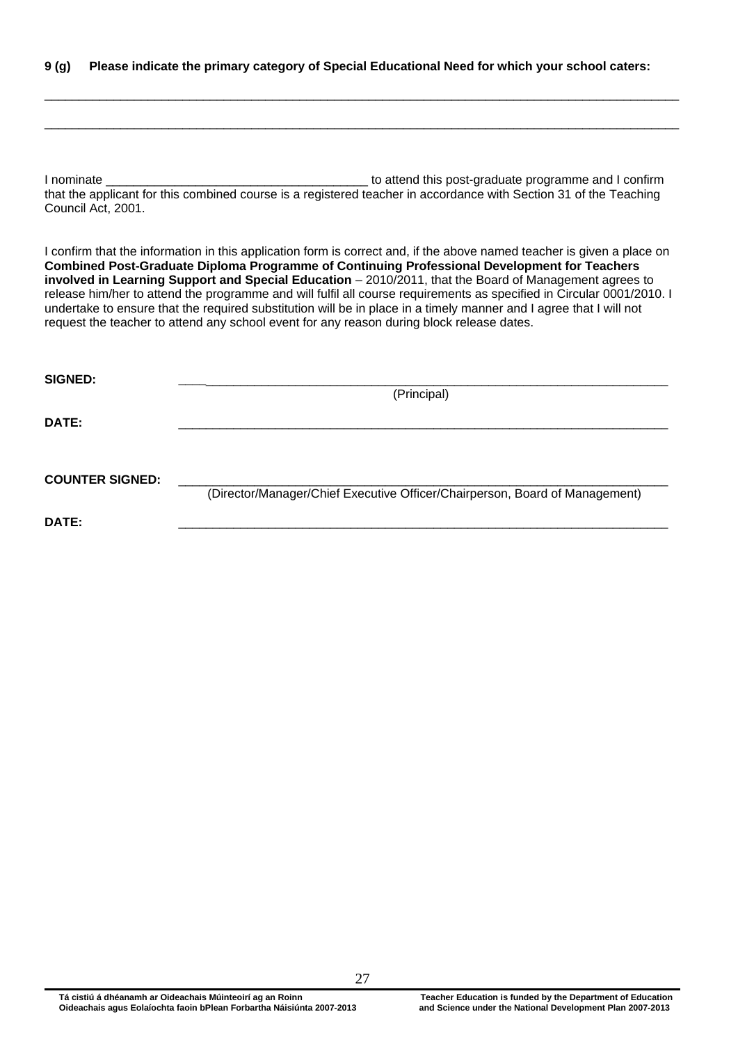**9 (g) Please indicate the primary category of Special Educational Need for which your school caters:**

\_\_\_\_\_\_\_\_\_\_\_\_\_\_\_\_\_\_\_\_\_\_\_\_\_\_\_\_\_\_\_\_\_\_\_\_\_\_\_\_\_\_\_\_\_\_\_\_\_\_\_\_\_\_\_\_\_\_\_\_\_\_\_\_\_\_\_\_\_\_\_\_\_\_\_\_\_\_\_\_\_\_

\_\_\_\_\_\_\_\_\_\_\_\_\_\_\_\_\_\_\_\_\_\_\_\_\_\_\_\_\_\_\_\_\_\_\_\_\_\_\_\_\_\_\_\_\_\_\_\_\_\_\_\_\_\_\_\_\_\_\_\_\_\_\_\_\_\_\_\_\_\_\_\_\_\_\_\_\_\_\_\_\_\_\_\_

I nominate \_\_\_\_\_\_\_\_\_\_\_\_\_\_\_\_\_\_\_\_\_\_\_\_\_\_\_\_\_\_\_\_\_\_\_\_\_\_ to attend this post-graduate programme and I confirm that the applicant for this combined course is a registered teacher in accordance with Section 31 of the Teaching Council Act, 2001.

I confirm that the information in this application form is correct and, if the above named teacher is given a place on **Combined Post-Graduate Diploma Programme of Continuing Professional Development for Teachers involved in Learning Support and Special Education** – 2010/2011, that the Board of Management agrees to release him/her to attend the programme and will fulfil all course requirements as specified in Circular 0001/2010. I undertake to ensure that the required substitution will be in place in a timely manner and I agree that I will not request the teacher to attend any school event for any reason during block release dates.

**SIGNED:** \_\_\_\_\_\_\_\_\_\_\_\_\_\_\_\_\_\_\_\_\_\_\_\_\_\_\_\_\_\_\_\_\_\_\_\_\_\_\_\_\_\_\_\_\_\_\_\_\_\_\_\_\_\_\_\_\_\_\_\_\_\_\_\_\_\_\_\_\_\_
(Principal)

**DATE:** \_\_\_\_\_\_\_\_\_\_\_\_\_\_\_\_\_\_\_\_\_\_\_\_\_\_\_\_\_\_\_\_\_\_\_\_\_\_\_\_\_\_\_\_\_\_\_\_\_\_\_\_\_\_\_\_\_\_\_\_\_\_\_\_\_\_\_\_\_\_

**COUNTER SIGNED:** \_\_\_\_\_\_\_\_\_\_\_\_\_\_\_\_\_\_\_\_\_\_\_\_\_\_\_\_\_\_\_\_\_\_\_\_\_\_\_\_\_\_\_\_\_\_\_\_\_\_\_\_\_\_\_\_\_\_\_\_\_\_\_\_\_\_\_\_\_\_
(Director/Manager/Chief Executive Officer/Chairperson, Board of Management)

**DATE:** \_\_\_\_\_\_\_\_\_\_\_\_\_\_\_\_\_\_\_\_\_\_\_\_\_\_\_\_\_\_\_\_\_\_\_\_\_\_\_\_\_\_\_\_\_\_\_\_\_\_\_\_\_\_\_\_\_\_\_\_\_\_\_\_\_\_\_\_\_\_

**Tá cistiú á dhéanamh ar Oideachais Múinteoirí ag an Roinn Oideachais agus Eolaíochta faoin bPlean Forbartha Náisiúnta 2007-2013**

**Teacher Education is funded by the Department of Education and Science under the National Development Plan 2007-2013**